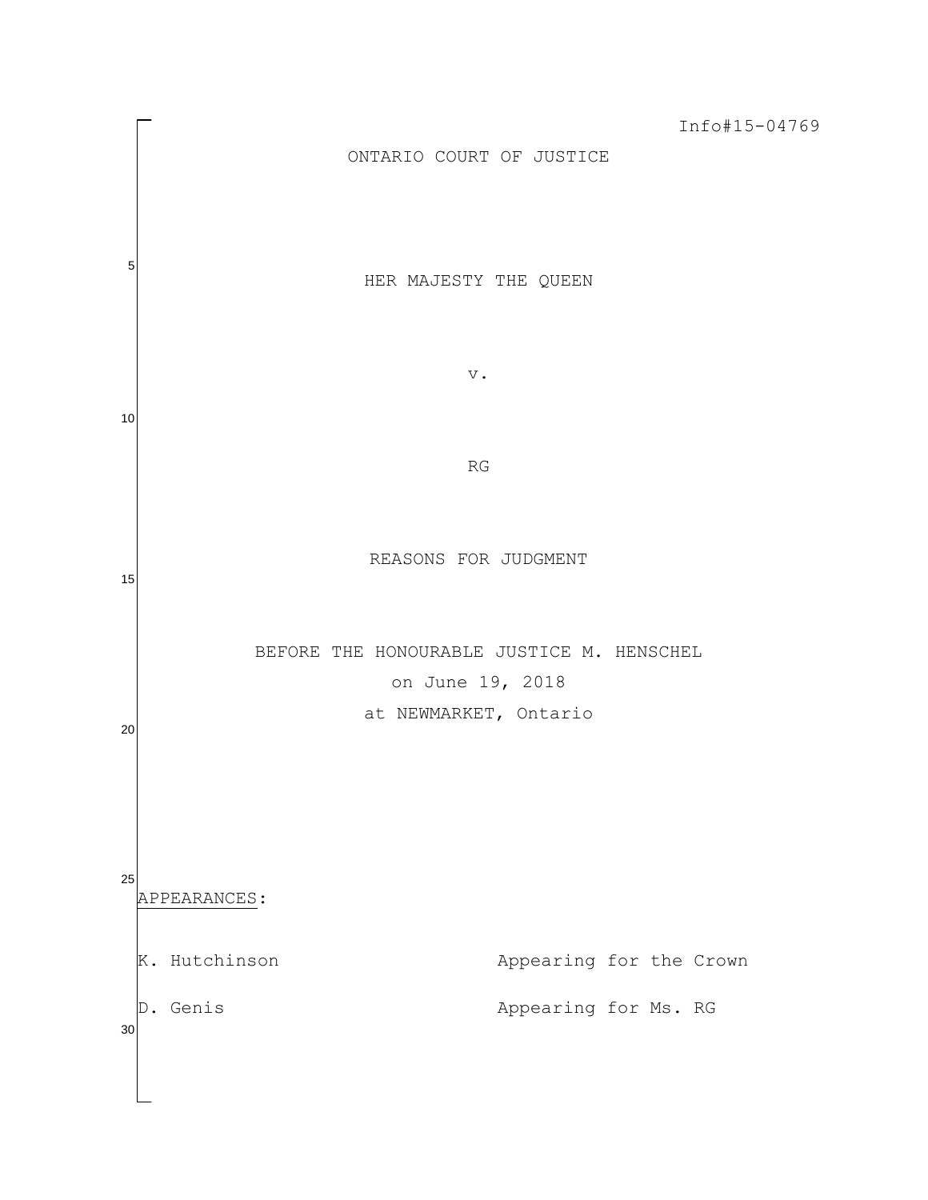Info#15-04769

ONTARIO COURT OF JUSTICE

HER MAJESTY THE QUEEN

v.

RG

REASONS FOR JUDGMENT

BEFORE THE HONOURABLE JUSTICE M. HENSCHEL
on June 19, 2018
at NEWMARKET, Ontario

APPEARANCES:

| | |
|---|---|
| K. Hutchinson | Appearing for the Crown |
| D. Genis | Appearing for Ms. RG |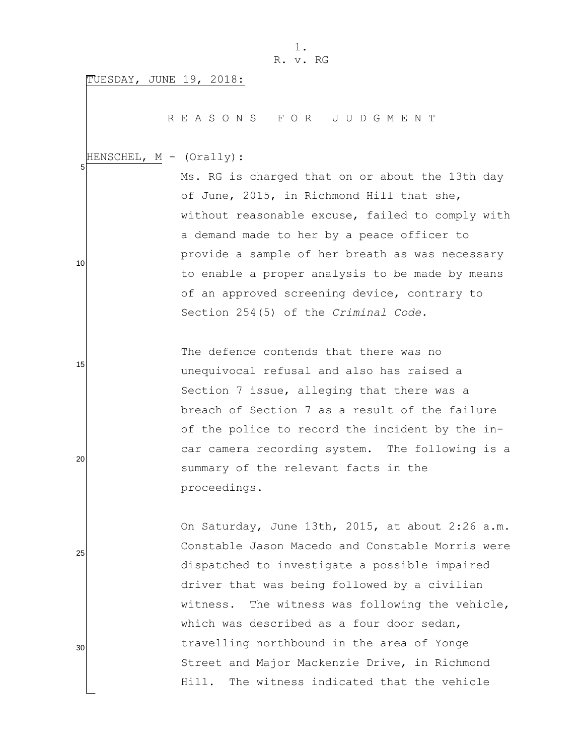TUESDAY, JUNE 19, 2018:

R E A S O N S   F O R   J U D G M E N T

HENSCHEL, M - (Orally):

Ms. RG is charged that on or about the 13th day of June, 2015, in Richmond Hill that she, without reasonable excuse, failed to comply with a demand made to her by a peace officer to provide a sample of her breath as was necessary to enable a proper analysis to be made by means of an approved screening device, contrary to Section 254(5) of the *Criminal Code*.

The defence contends that there was no unequivocal refusal and also has raised a Section 7 issue, alleging that there was a breach of Section 7 as a result of the failure of the police to record the incident by the in-car camera recording system. The following is a summary of the relevant facts in the proceedings.

On Saturday, June 13th, 2015, at about 2:26 a.m. Constable Jason Macedo and Constable Morris were dispatched to investigate a possible impaired driver that was being followed by a civilian witness. The witness was following the vehicle, which was described as a four door sedan, travelling northbound in the area of Yonge Street and Major Mackenzie Drive, in Richmond Hill. The witness indicated that the vehicle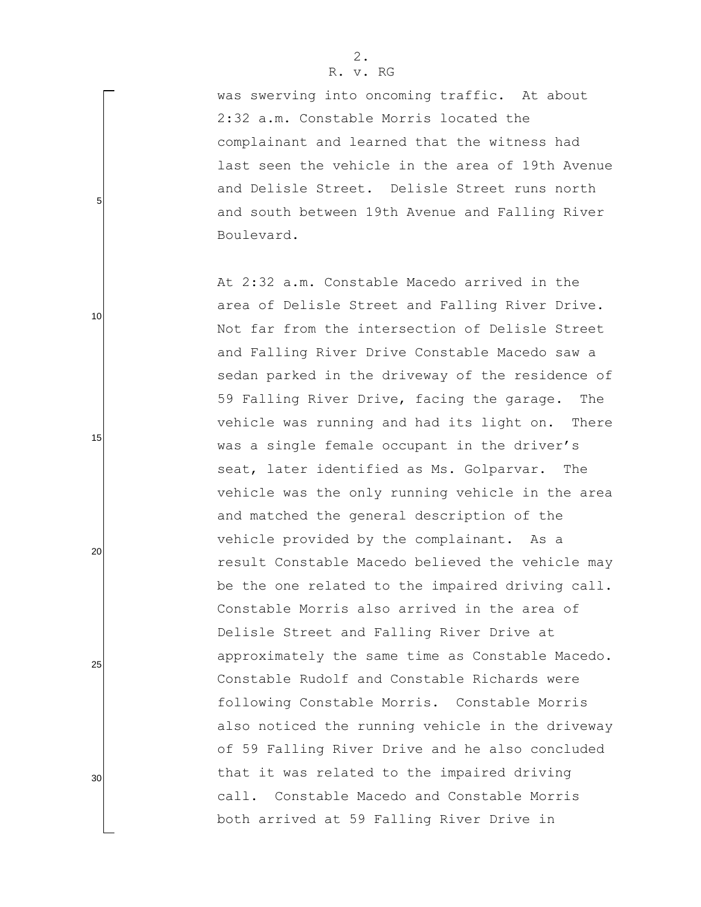was swerving into oncoming traffic. At about 2:32 a.m. Constable Morris located the complainant and learned that the witness had last seen the vehicle in the area of 19th Avenue and Delisle Street. Delisle Street runs north and south between 19th Avenue and Falling River Boulevard.

At 2:32 a.m. Constable Macedo arrived in the area of Delisle Street and Falling River Drive. Not far from the intersection of Delisle Street and Falling River Drive Constable Macedo saw a sedan parked in the driveway of the residence of 59 Falling River Drive, facing the garage. The vehicle was running and had its light on. There was a single female occupant in the driver's seat, later identified as Ms. Golparvar. The vehicle was the only running vehicle in the area and matched the general description of the vehicle provided by the complainant. As a result Constable Macedo believed the vehicle may be the one related to the impaired driving call. Constable Morris also arrived in the area of Delisle Street and Falling River Drive at approximately the same time as Constable Macedo. Constable Rudolf and Constable Richards were following Constable Morris. Constable Morris also noticed the running vehicle in the driveway of 59 Falling River Drive and he also concluded that it was related to the impaired driving call. Constable Macedo and Constable Morris both arrived at 59 Falling River Drive in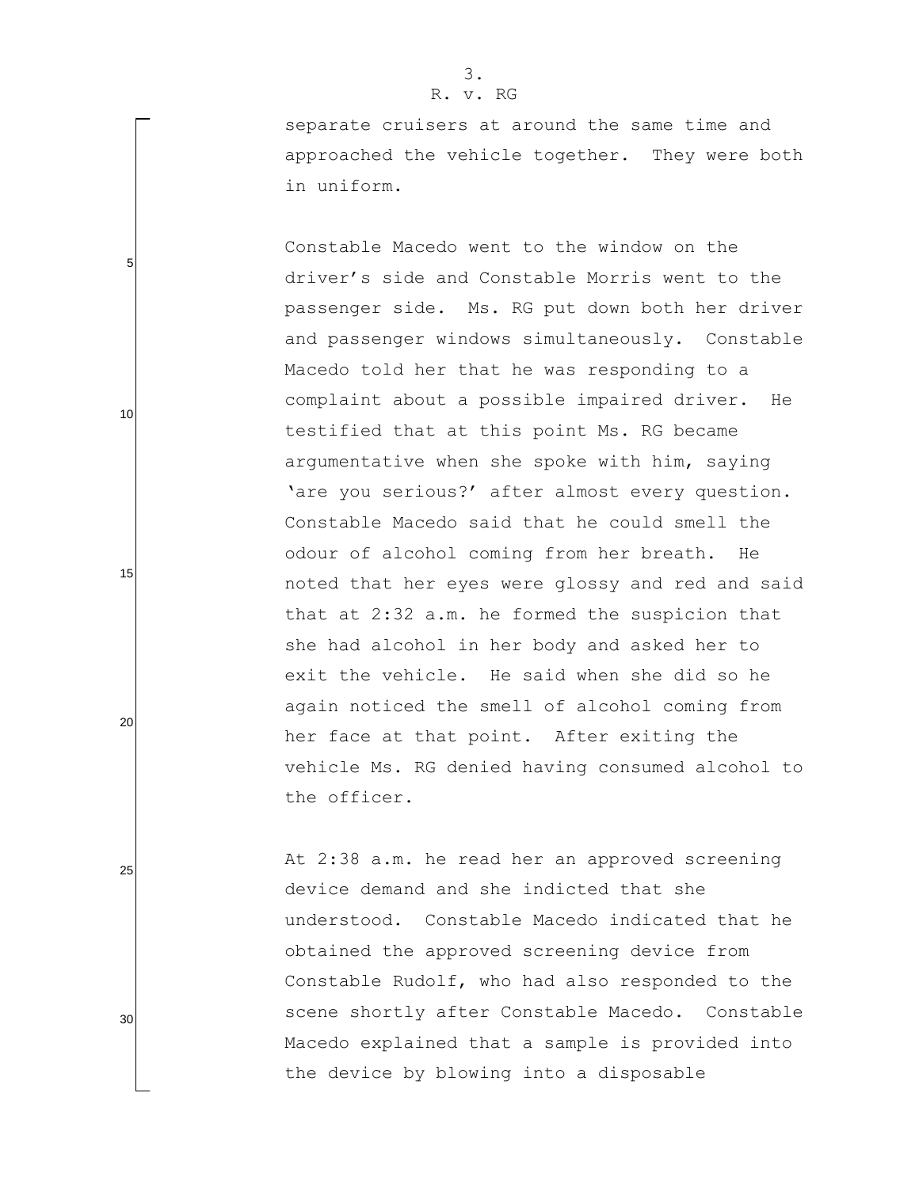separate cruisers at around the same time and approached the vehicle together. They were both in uniform.

Constable Macedo went to the window on the driver's side and Constable Morris went to the passenger side. Ms. RG put down both her driver and passenger windows simultaneously. Constable Macedo told her that he was responding to a complaint about a possible impaired driver. He testified that at this point Ms. RG became argumentative when she spoke with him, saying 'are you serious?' after almost every question. Constable Macedo said that he could smell the odour of alcohol coming from her breath. He noted that her eyes were glossy and red and said that at 2:32 a.m. he formed the suspicion that she had alcohol in her body and asked her to exit the vehicle. He said when she did so he again noticed the smell of alcohol coming from her face at that point. After exiting the vehicle Ms. RG denied having consumed alcohol to the officer.

At 2:38 a.m. he read her an approved screening device demand and she indicted that she understood. Constable Macedo indicated that he obtained the approved screening device from Constable Rudolf, who had also responded to the scene shortly after Constable Macedo. Constable Macedo explained that a sample is provided into the device by blowing into a disposable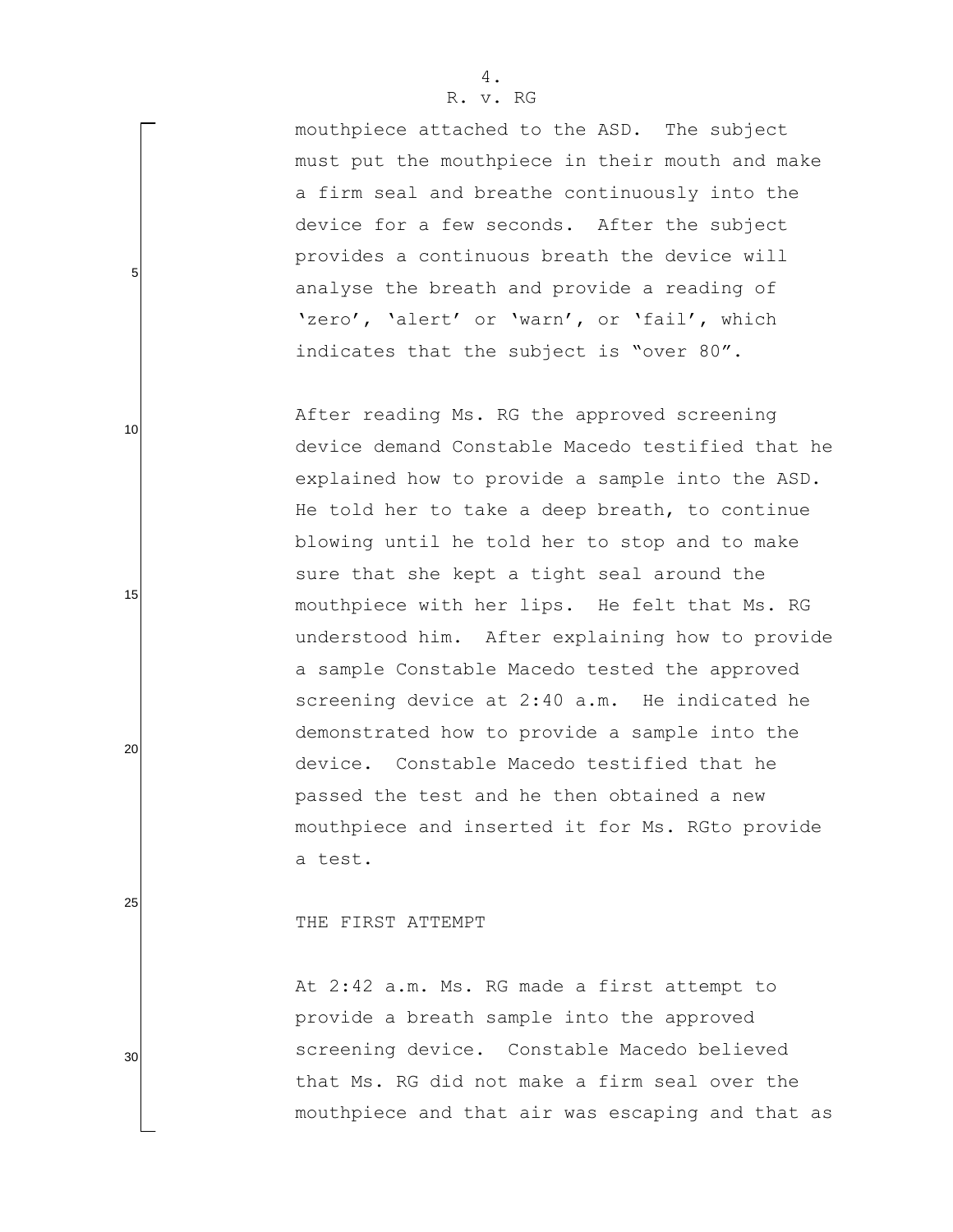mouthpiece attached to the ASD. The subject must put the mouthpiece in their mouth and make a firm seal and breathe continuously into the device for a few seconds. After the subject provides a continuous breath the device will analyse the breath and provide a reading of 'zero', 'alert' or 'warn', or 'fail', which indicates that the subject is "over 80".

After reading Ms. RG the approved screening device demand Constable Macedo testified that he explained how to provide a sample into the ASD. He told her to take a deep breath, to continue blowing until he told her to stop and to make sure that she kept a tight seal around the mouthpiece with her lips. He felt that Ms. RG understood him. After explaining how to provide a sample Constable Macedo tested the approved screening device at 2:40 a.m. He indicated he demonstrated how to provide a sample into the device. Constable Macedo testified that he passed the test and he then obtained a new mouthpiece and inserted it for Ms. RGto provide a test.

THE FIRST ATTEMPT

At 2:42 a.m. Ms. RG made a first attempt to provide a breath sample into the approved screening device. Constable Macedo believed that Ms. RG did not make a firm seal over the mouthpiece and that air was escaping and that as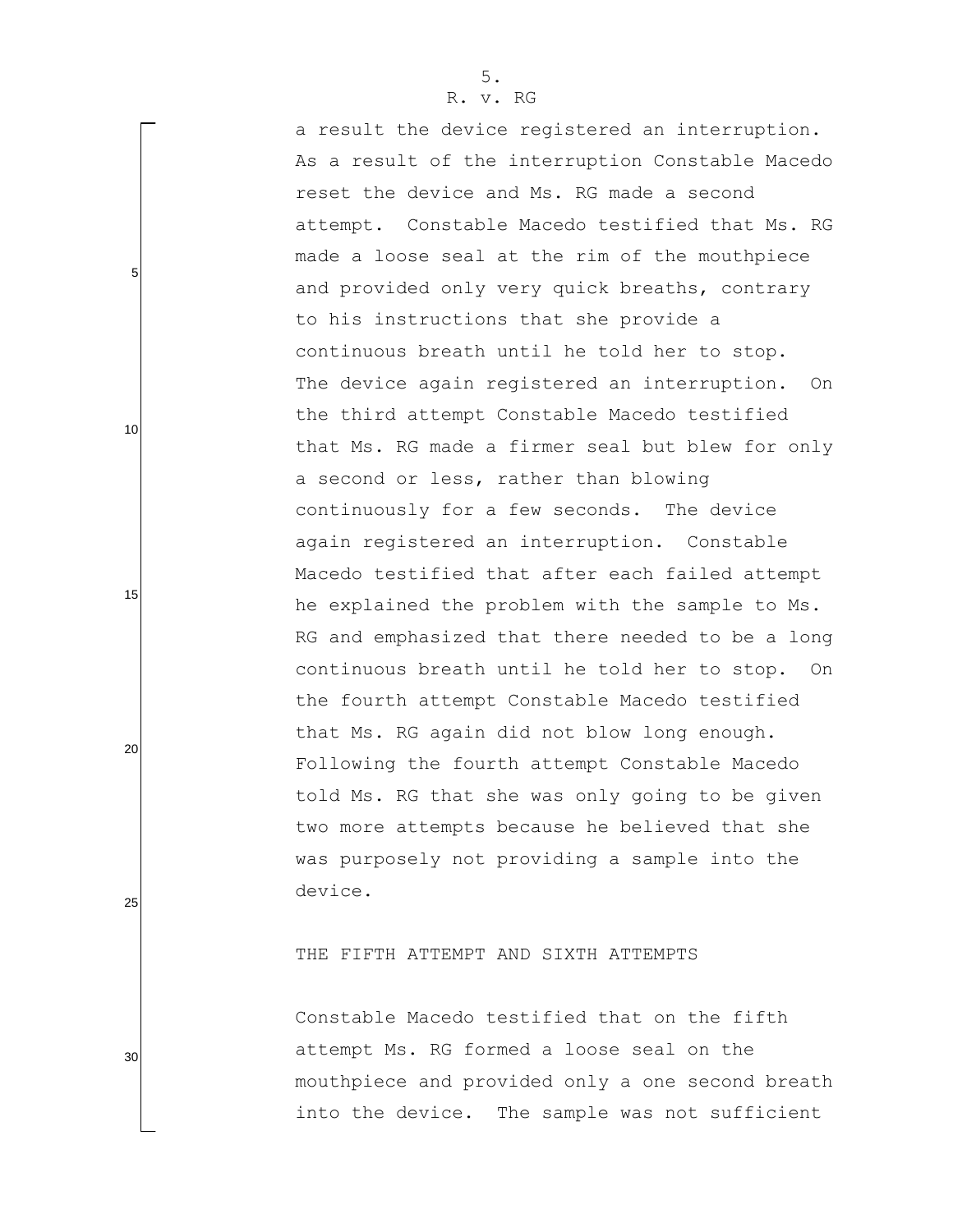a result the device registered an interruption. As a result of the interruption Constable Macedo reset the device and Ms. RG made a second attempt. Constable Macedo testified that Ms. RG made a loose seal at the rim of the mouthpiece and provided only very quick breaths, contrary to his instructions that she provide a continuous breath until he told her to stop. The device again registered an interruption. On the third attempt Constable Macedo testified that Ms. RG made a firmer seal but blew for only a second or less, rather than blowing continuously for a few seconds. The device again registered an interruption. Constable Macedo testified that after each failed attempt he explained the problem with the sample to Ms. RG and emphasized that there needed to be a long continuous breath until he told her to stop. On the fourth attempt Constable Macedo testified that Ms. RG again did not blow long enough. Following the fourth attempt Constable Macedo told Ms. RG that she was only going to be given two more attempts because he believed that she was purposely not providing a sample into the device.

THE FIFTH ATTEMPT AND SIXTH ATTEMPTS

Constable Macedo testified that on the fifth attempt Ms. RG formed a loose seal on the mouthpiece and provided only a one second breath into the device. The sample was not sufficient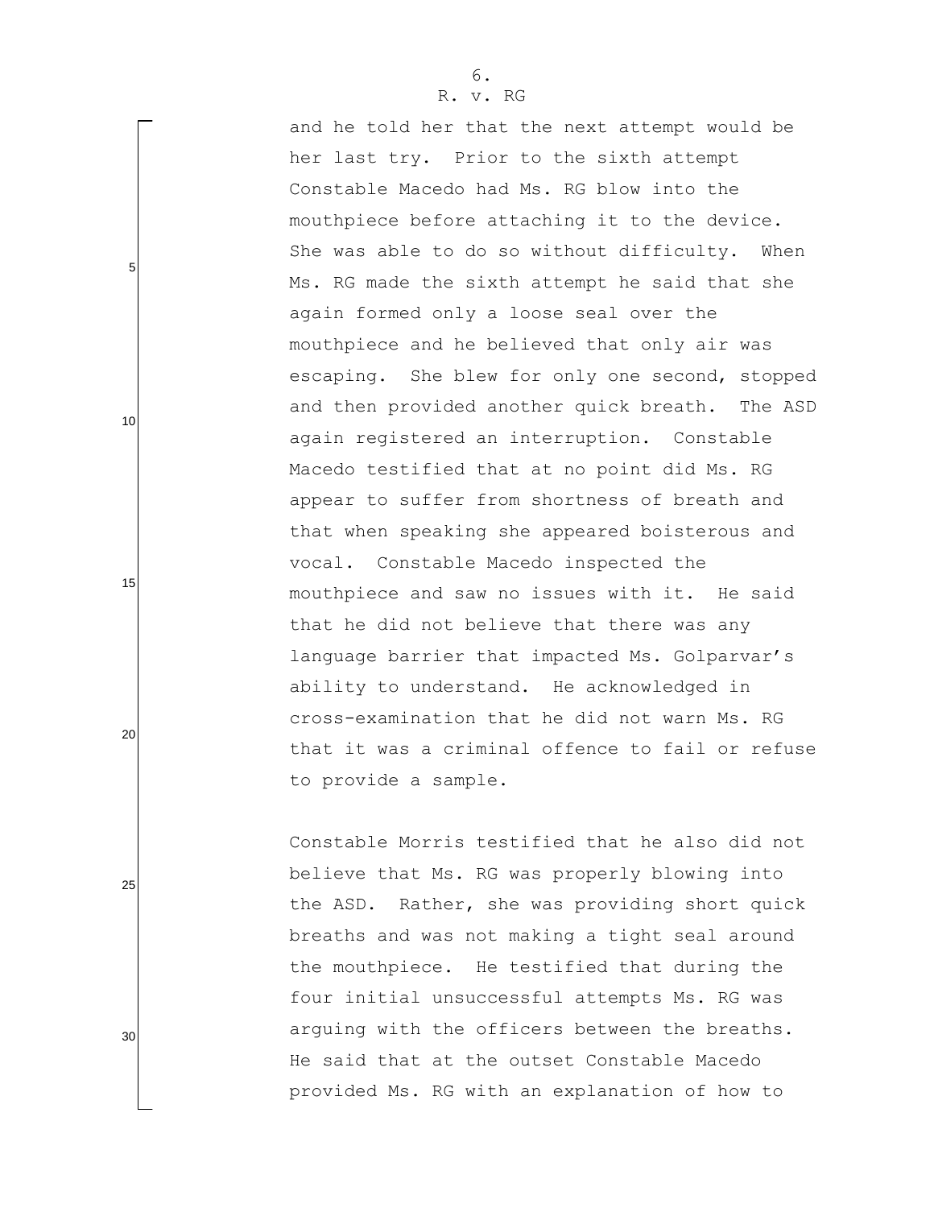and he told her that the next attempt would be her last try. Prior to the sixth attempt Constable Macedo had Ms. RG blow into the mouthpiece before attaching it to the device. She was able to do so without difficulty. When Ms. RG made the sixth attempt he said that she again formed only a loose seal over the mouthpiece and he believed that only air was escaping. She blew for only one second, stopped and then provided another quick breath. The ASD again registered an interruption. Constable Macedo testified that at no point did Ms. RG appear to suffer from shortness of breath and that when speaking she appeared boisterous and vocal. Constable Macedo inspected the mouthpiece and saw no issues with it. He said that he did not believe that there was any language barrier that impacted Ms. Golparvar's ability to understand. He acknowledged in cross-examination that he did not warn Ms. RG that it was a criminal offence to fail or refuse to provide a sample.

Constable Morris testified that he also did not believe that Ms. RG was properly blowing into the ASD. Rather, she was providing short quick breaths and was not making a tight seal around the mouthpiece. He testified that during the four initial unsuccessful attempts Ms. RG was arguing with the officers between the breaths. He said that at the outset Constable Macedo provided Ms. RG with an explanation of how to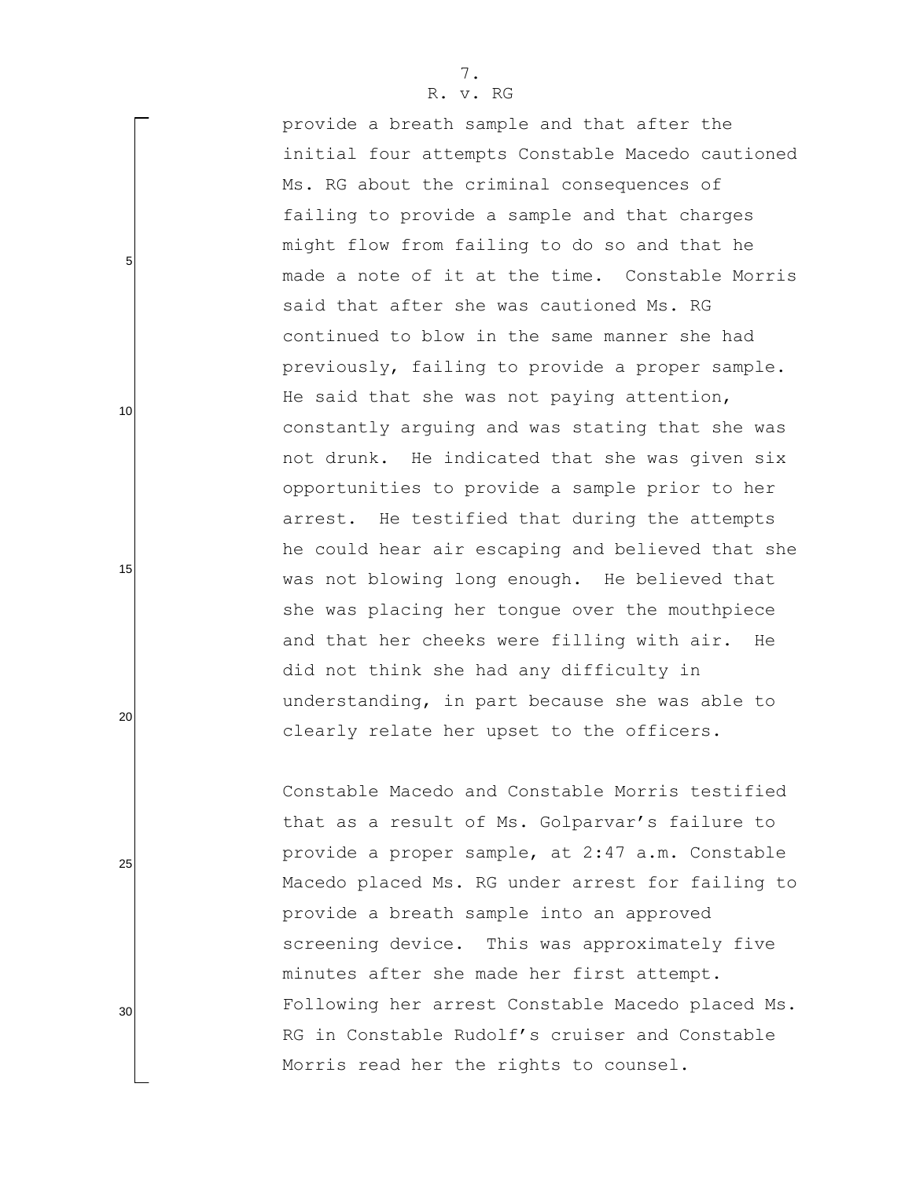provide a breath sample and that after the initial four attempts Constable Macedo cautioned Ms. RG about the criminal consequences of failing to provide a sample and that charges might flow from failing to do so and that he made a note of it at the time. Constable Morris said that after she was cautioned Ms. RG continued to blow in the same manner she had previously, failing to provide a proper sample. He said that she was not paying attention, constantly arguing and was stating that she was not drunk. He indicated that she was given six opportunities to provide a sample prior to her arrest. He testified that during the attempts he could hear air escaping and believed that she was not blowing long enough. He believed that she was placing her tongue over the mouthpiece and that her cheeks were filling with air. He did not think she had any difficulty in understanding, in part because she was able to clearly relate her upset to the officers.

Constable Macedo and Constable Morris testified that as a result of Ms. Golparvar's failure to provide a proper sample, at 2:47 a.m. Constable Macedo placed Ms. RG under arrest for failing to provide a breath sample into an approved screening device. This was approximately five minutes after she made her first attempt. Following her arrest Constable Macedo placed Ms. RG in Constable Rudolf's cruiser and Constable Morris read her the rights to counsel.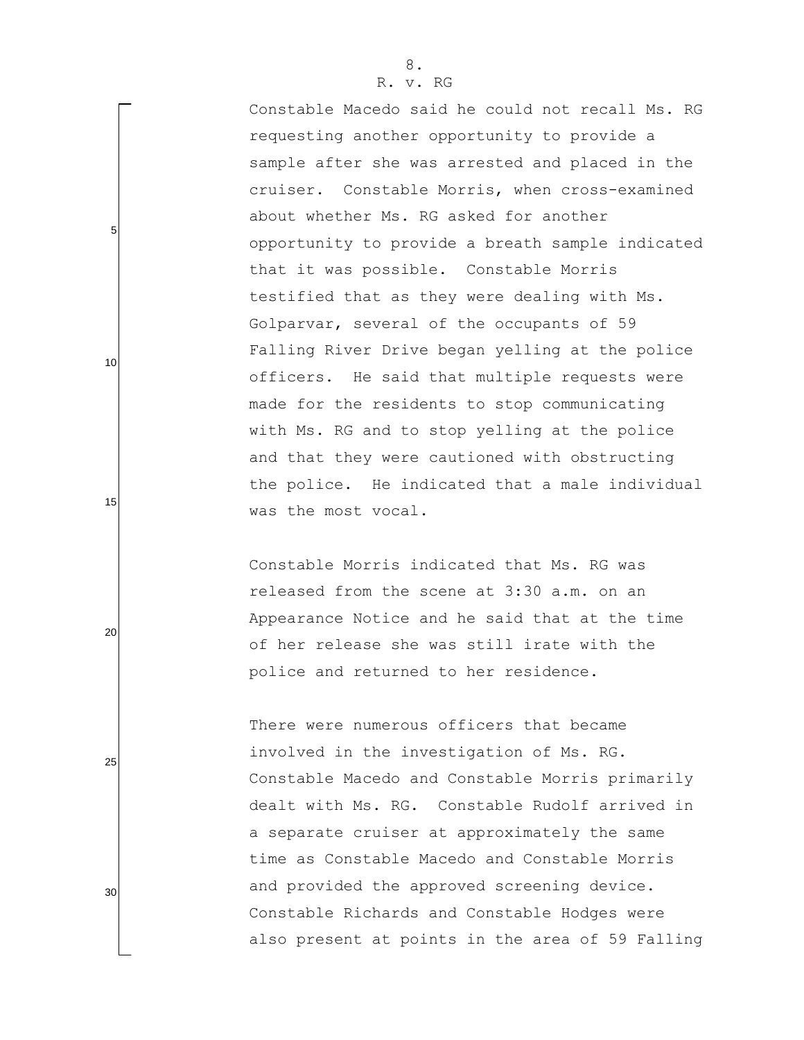Constable Macedo said he could not recall Ms. RG requesting another opportunity to provide a sample after she was arrested and placed in the cruiser. Constable Morris, when cross-examined about whether Ms. RG asked for another opportunity to provide a breath sample indicated that it was possible. Constable Morris testified that as they were dealing with Ms. Golparvar, several of the occupants of 59 Falling River Drive began yelling at the police officers. He said that multiple requests were made for the residents to stop communicating with Ms. RG and to stop yelling at the police and that they were cautioned with obstructing the police. He indicated that a male individual was the most vocal.

Constable Morris indicated that Ms. RG was released from the scene at 3:30 a.m. on an Appearance Notice and he said that at the time of her release she was still irate with the police and returned to her residence.

There were numerous officers that became involved in the investigation of Ms. RG. Constable Macedo and Constable Morris primarily dealt with Ms. RG. Constable Rudolf arrived in a separate cruiser at approximately the same time as Constable Macedo and Constable Morris and provided the approved screening device. Constable Richards and Constable Hodges were also present at points in the area of 59 Falling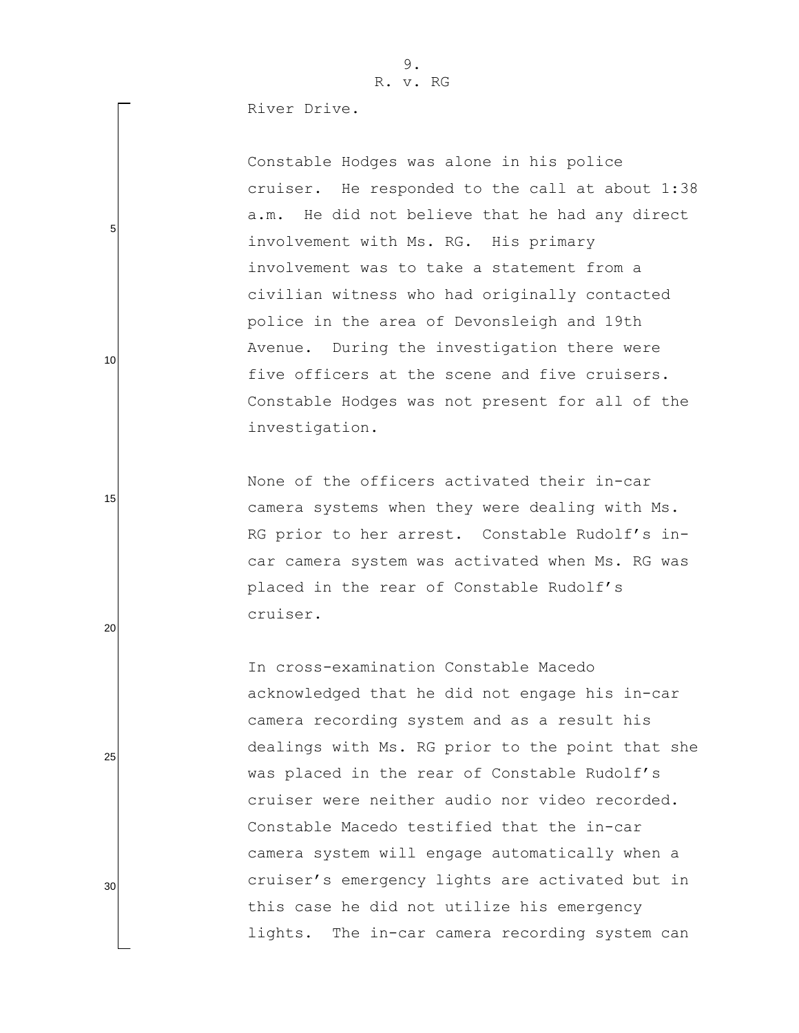River Drive.

Constable Hodges was alone in his police cruiser. He responded to the call at about 1:38 a.m. He did not believe that he had any direct involvement with Ms. RG. His primary involvement was to take a statement from a civilian witness who had originally contacted police in the area of Devonsleigh and 19th Avenue. During the investigation there were five officers at the scene and five cruisers. Constable Hodges was not present for all of the investigation.

None of the officers activated their in-car camera systems when they were dealing with Ms. RG prior to her arrest. Constable Rudolf's in-car camera system was activated when Ms. RG was placed in the rear of Constable Rudolf's cruiser.

In cross-examination Constable Macedo acknowledged that he did not engage his in-car camera recording system and as a result his dealings with Ms. RG prior to the point that she was placed in the rear of Constable Rudolf's cruiser were neither audio nor video recorded. Constable Macedo testified that the in-car camera system will engage automatically when a cruiser's emergency lights are activated but in this case he did not utilize his emergency lights. The in-car camera recording system can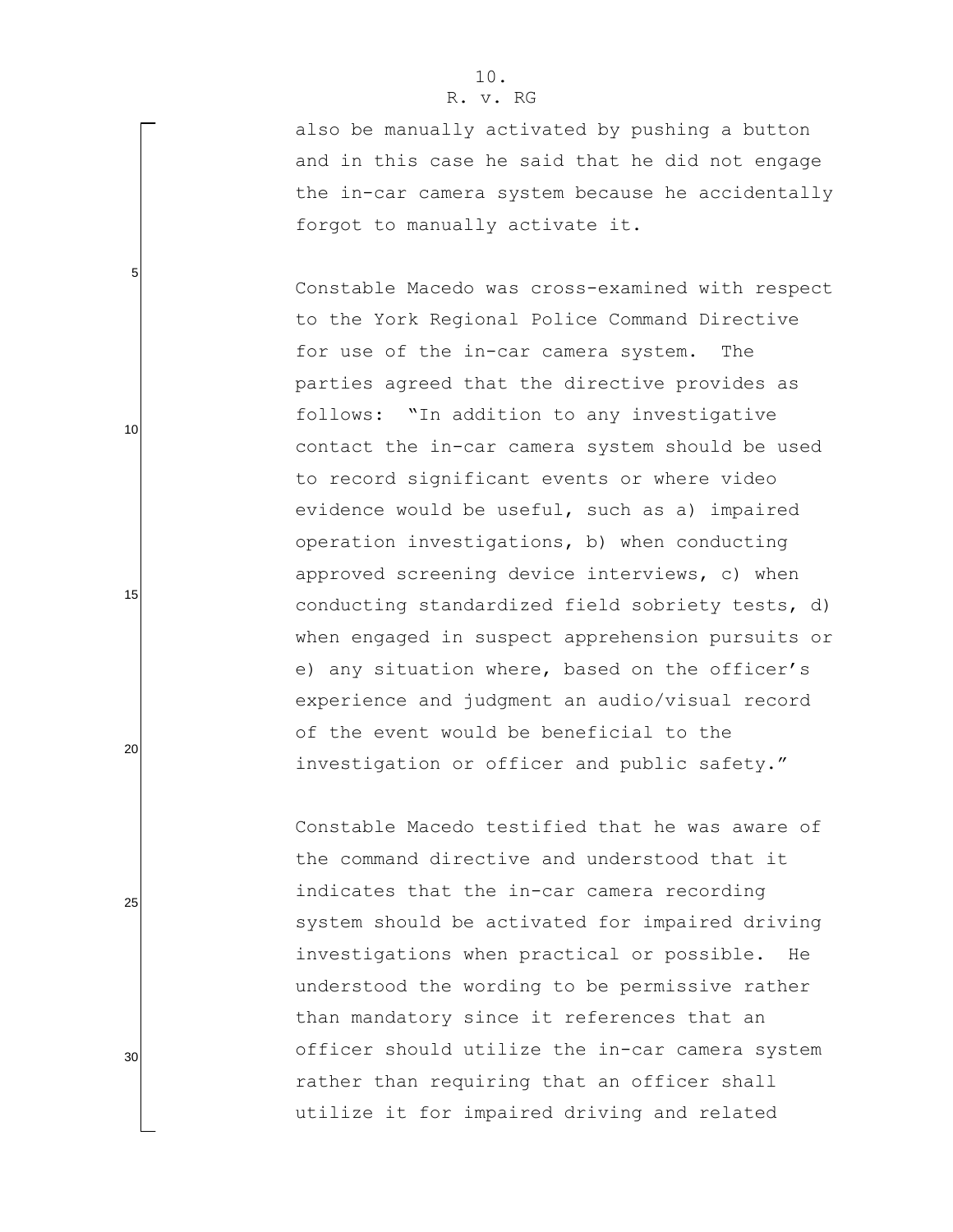also be manually activated by pushing a button and in this case he said that he did not engage the in-car camera system because he accidentally forgot to manually activate it.

Constable Macedo was cross-examined with respect to the York Regional Police Command Directive for use of the in-car camera system. The parties agreed that the directive provides as follows: "In addition to any investigative contact the in-car camera system should be used to record significant events or where video evidence would be useful, such as a) impaired operation investigations, b) when conducting approved screening device interviews, c) when conducting standardized field sobriety tests, d) when engaged in suspect apprehension pursuits or e) any situation where, based on the officer's experience and judgment an audio/visual record of the event would be beneficial to the investigation or officer and public safety."

Constable Macedo testified that he was aware of the command directive and understood that it indicates that the in-car camera recording system should be activated for impaired driving investigations when practical or possible. He understood the wording to be permissive rather than mandatory since it references that an officer should utilize the in-car camera system rather than requiring that an officer shall utilize it for impaired driving and related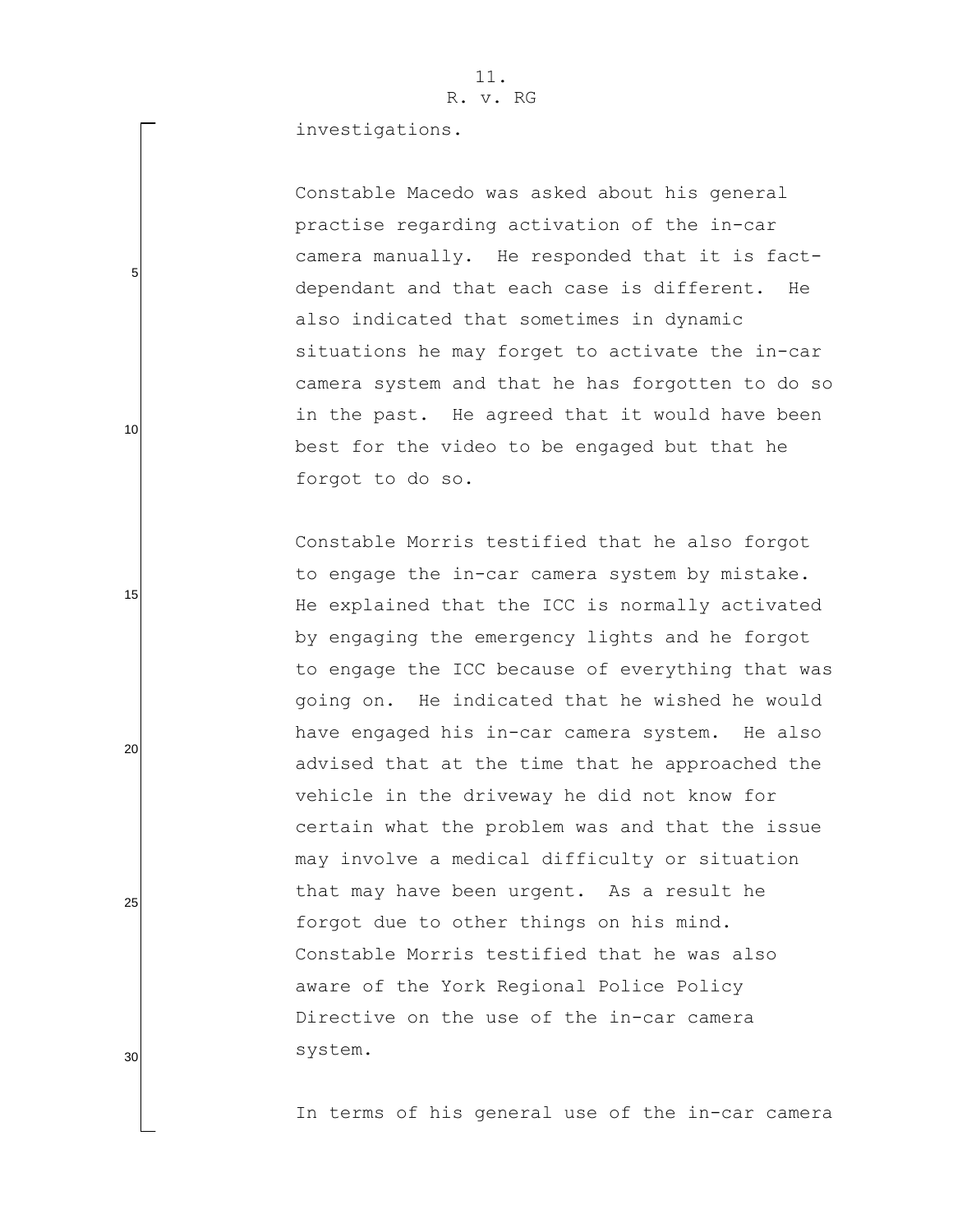investigations.

Constable Macedo was asked about his general practise regarding activation of the in-car camera manually. He responded that it is fact-dependant and that each case is different. He also indicated that sometimes in dynamic situations he may forget to activate the in-car camera system and that he has forgotten to do so in the past. He agreed that it would have been best for the video to be engaged but that he forgot to do so.

Constable Morris testified that he also forgot to engage the in-car camera system by mistake. He explained that the ICC is normally activated by engaging the emergency lights and he forgot to engage the ICC because of everything that was going on. He indicated that he wished he would have engaged his in-car camera system. He also advised that at the time that he approached the vehicle in the driveway he did not know for certain what the problem was and that the issue may involve a medical difficulty or situation that may have been urgent. As a result he forgot due to other things on his mind. Constable Morris testified that he was also aware of the York Regional Police Policy Directive on the use of the in-car camera system.

In terms of his general use of the in-car camera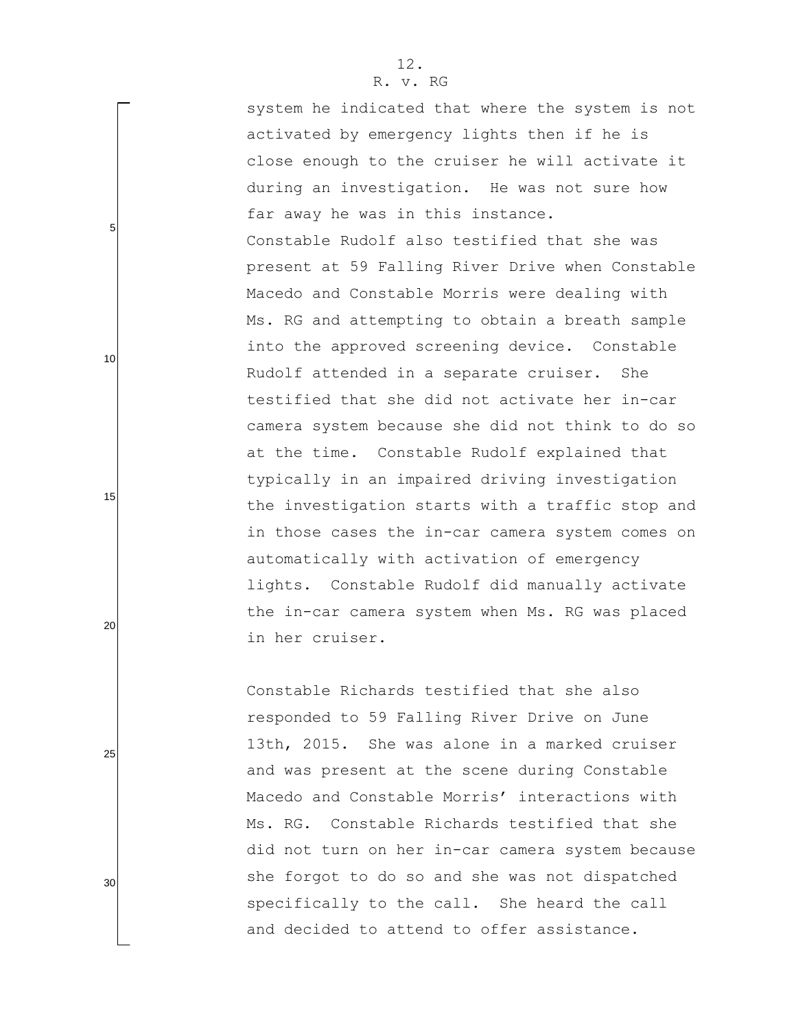system he indicated that where the system is not activated by emergency lights then if he is close enough to the cruiser he will activate it during an investigation. He was not sure how far away he was in this instance.

Constable Rudolf also testified that she was present at 59 Falling River Drive when Constable Macedo and Constable Morris were dealing with Ms. RG and attempting to obtain a breath sample into the approved screening device. Constable Rudolf attended in a separate cruiser. She testified that she did not activate her in-car camera system because she did not think to do so at the time. Constable Rudolf explained that typically in an impaired driving investigation the investigation starts with a traffic stop and in those cases the in-car camera system comes on automatically with activation of emergency lights. Constable Rudolf did manually activate the in-car camera system when Ms. RG was placed in her cruiser.

Constable Richards testified that she also responded to 59 Falling River Drive on June 13th, 2015. She was alone in a marked cruiser and was present at the scene during Constable Macedo and Constable Morris' interactions with Ms. RG. Constable Richards testified that she did not turn on her in-car camera system because she forgot to do so and she was not dispatched specifically to the call. She heard the call and decided to attend to offer assistance.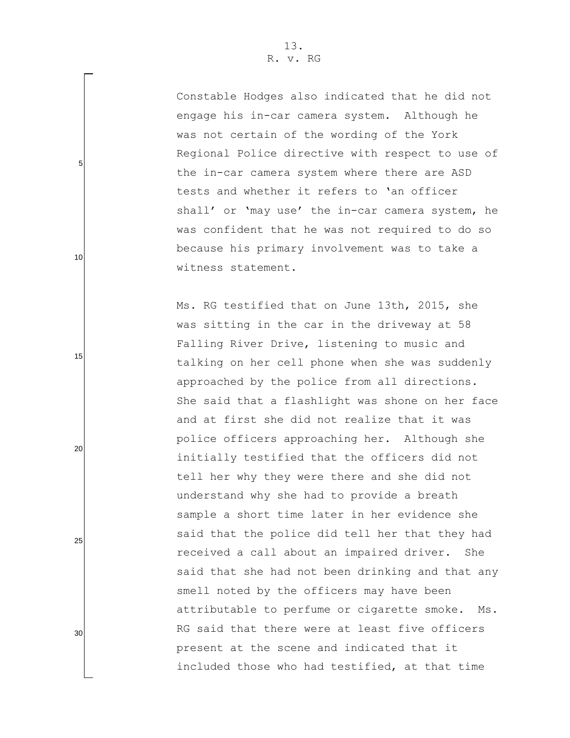Constable Hodges also indicated that he did not engage his in-car camera system. Although he was not certain of the wording of the York Regional Police directive with respect to use of the in-car camera system where there are ASD tests and whether it refers to 'an officer shall' or 'may use' the in-car camera system, he was confident that he was not required to do so because his primary involvement was to take a witness statement.

Ms. RG testified that on June 13th, 2015, she was sitting in the car in the driveway at 58 Falling River Drive, listening to music and talking on her cell phone when she was suddenly approached by the police from all directions. She said that a flashlight was shone on her face and at first she did not realize that it was police officers approaching her. Although she initially testified that the officers did not tell her why they were there and she did not understand why she had to provide a breath sample a short time later in her evidence she said that the police did tell her that they had received a call about an impaired driver. She said that she had not been drinking and that any smell noted by the officers may have been attributable to perfume or cigarette smoke. Ms. RG said that there were at least five officers present at the scene and indicated that it included those who had testified, at that time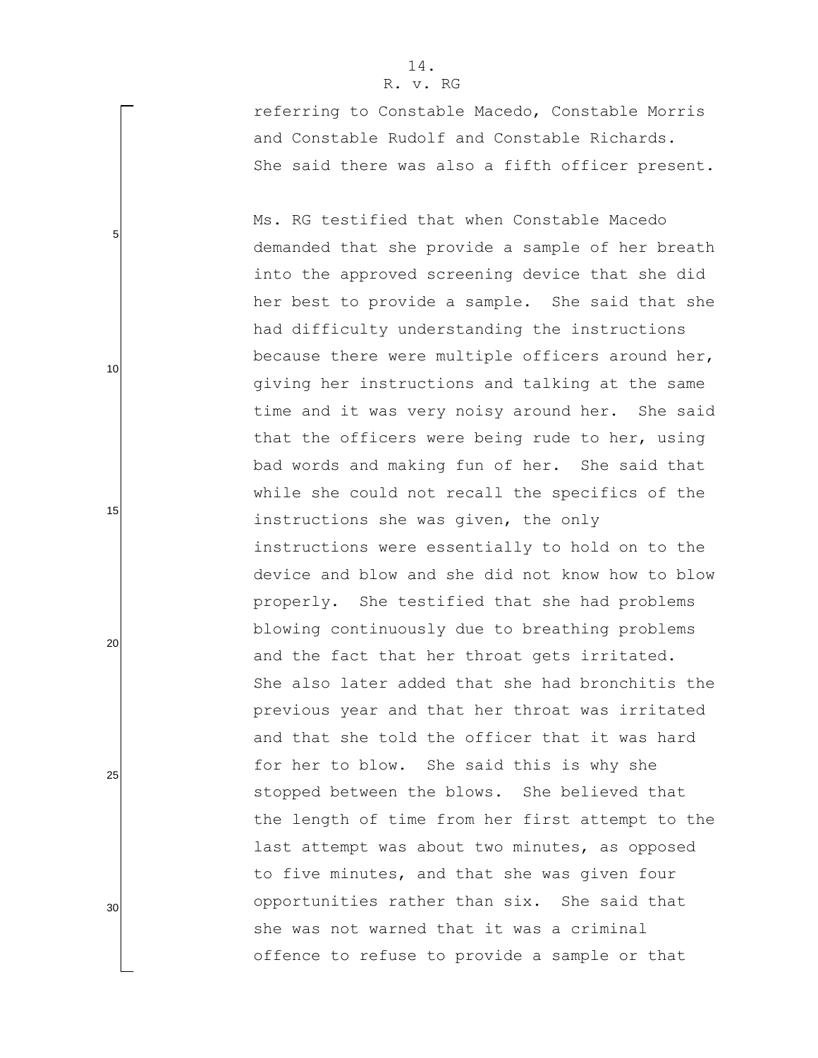referring to Constable Macedo, Constable Morris and Constable Rudolf and Constable Richards. She said there was also a fifth officer present.

Ms. RG testified that when Constable Macedo demanded that she provide a sample of her breath into the approved screening device that she did her best to provide a sample. She said that she had difficulty understanding the instructions because there were multiple officers around her, giving her instructions and talking at the same time and it was very noisy around her. She said that the officers were being rude to her, using bad words and making fun of her. She said that while she could not recall the specifics of the instructions she was given, the only instructions were essentially to hold on to the device and blow and she did not know how to blow properly. She testified that she had problems blowing continuously due to breathing problems and the fact that her throat gets irritated. She also later added that she had bronchitis the previous year and that her throat was irritated and that she told the officer that it was hard for her to blow. She said this is why she stopped between the blows. She believed that the length of time from her first attempt to the last attempt was about two minutes, as opposed to five minutes, and that she was given four opportunities rather than six. She said that she was not warned that it was a criminal offence to refuse to provide a sample or that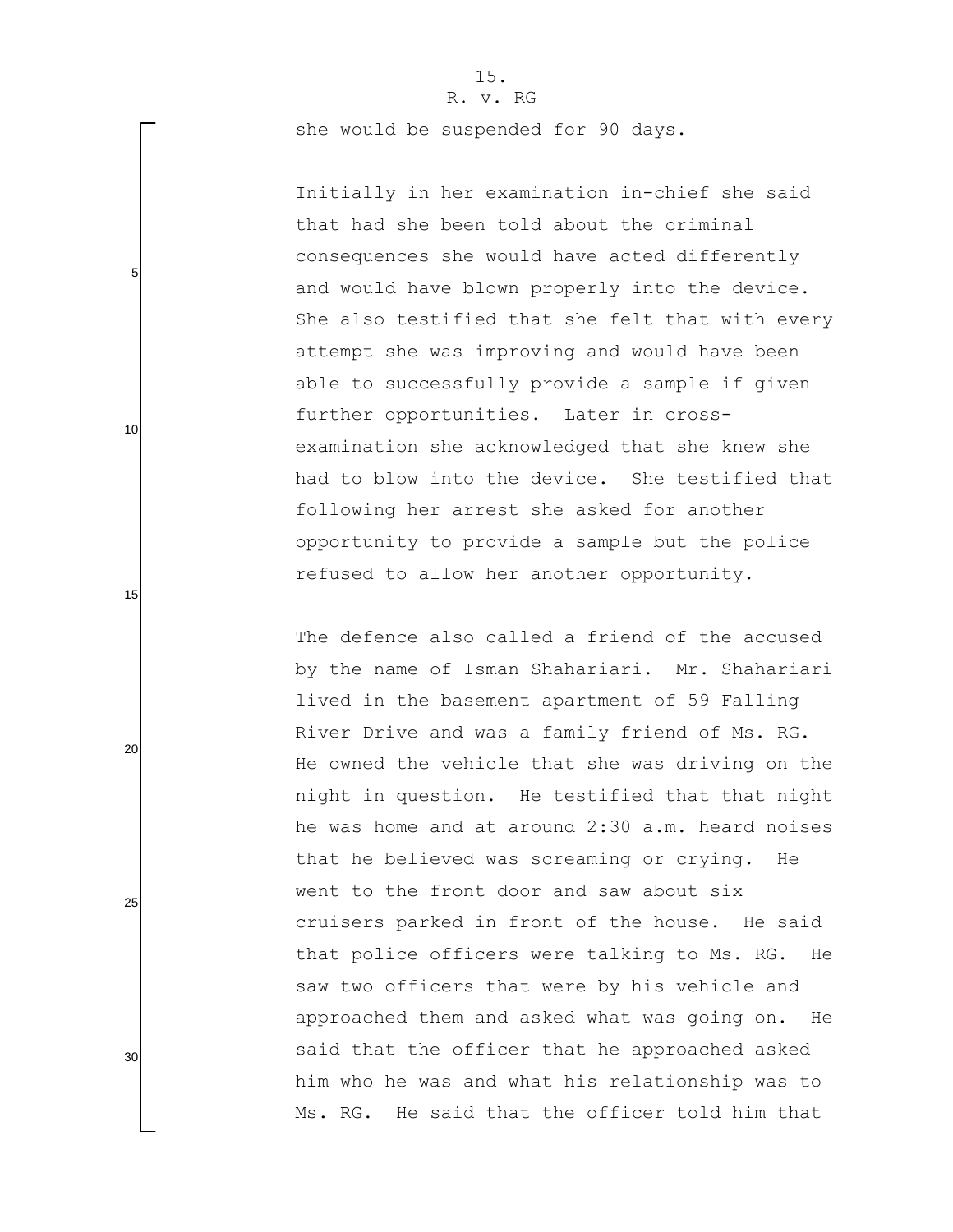she would be suspended for 90 days.

Initially in her examination in-chief she said that had she been told about the criminal consequences she would have acted differently and would have blown properly into the device. She also testified that she felt that with every attempt she was improving and would have been able to successfully provide a sample if given further opportunities. Later in cross-examination she acknowledged that she knew she had to blow into the device. She testified that following her arrest she asked for another opportunity to provide a sample but the police refused to allow her another opportunity.

The defence also called a friend of the accused by the name of Isman Shahariari. Mr. Shahariari lived in the basement apartment of 59 Falling River Drive and was a family friend of Ms. RG. He owned the vehicle that she was driving on the night in question. He testified that that night he was home and at around 2:30 a.m. heard noises that he believed was screaming or crying. He went to the front door and saw about six cruisers parked in front of the house. He said that police officers were talking to Ms. RG. He saw two officers that were by his vehicle and approached them and asked what was going on. He said that the officer that he approached asked him who he was and what his relationship was to Ms. RG. He said that the officer told him that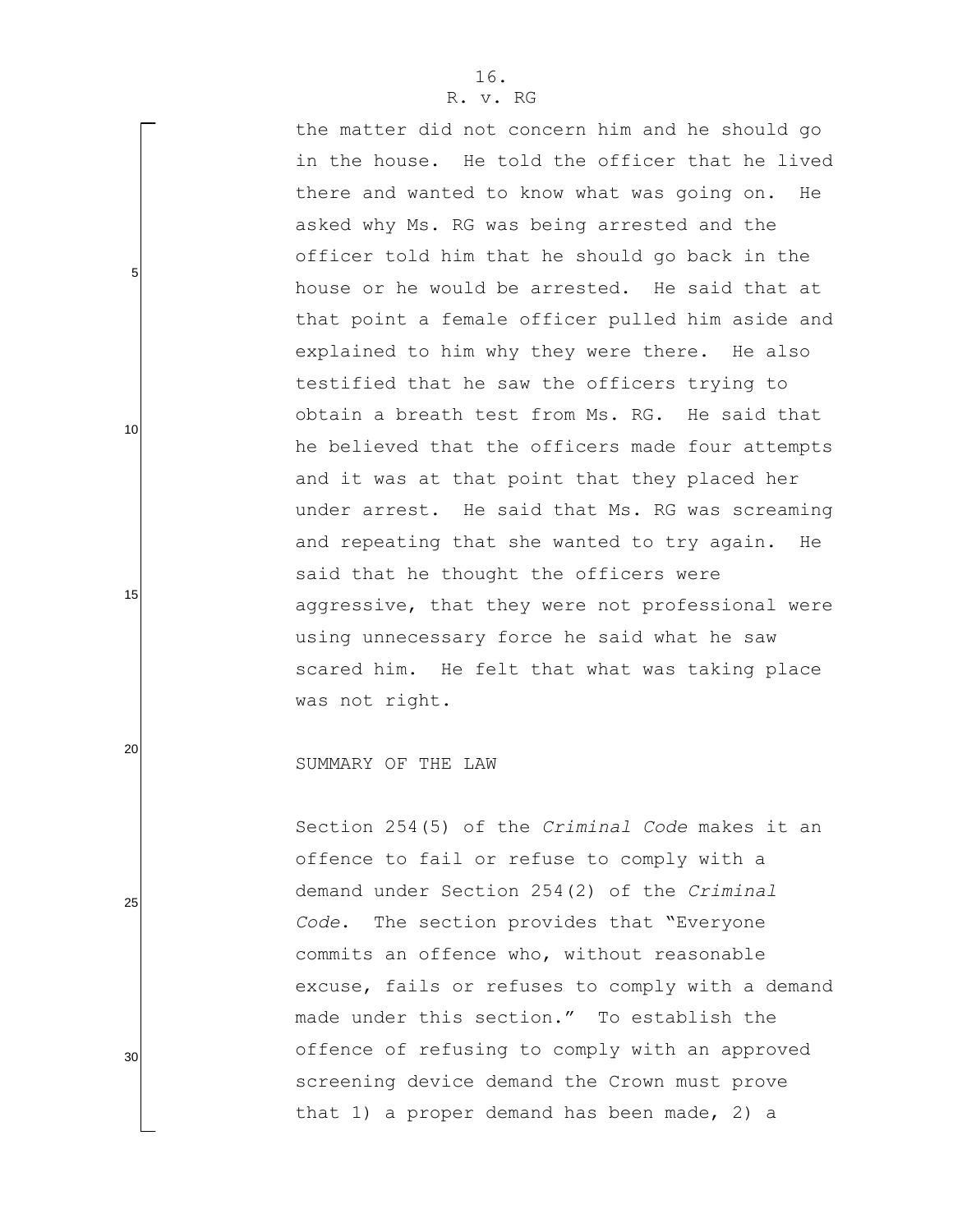the matter did not concern him and he should go in the house. He told the officer that he lived there and wanted to know what was going on. He asked why Ms. RG was being arrested and the officer told him that he should go back in the house or he would be arrested. He said that at that point a female officer pulled him aside and explained to him why they were there. He also testified that he saw the officers trying to obtain a breath test from Ms. RG. He said that he believed that the officers made four attempts and it was at that point that they placed her under arrest. He said that Ms. RG was screaming and repeating that she wanted to try again. He said that he thought the officers were aggressive, that they were not professional were using unnecessary force he said what he saw scared him. He felt that what was taking place was not right.

## SUMMARY OF THE LAW

Section 254(5) of the *Criminal Code* makes it an offence to fail or refuse to comply with a demand under Section 254(2) of the *Criminal Code*. The section provides that "Everyone commits an offence who, without reasonable excuse, fails or refuses to comply with a demand made under this section." To establish the offence of refusing to comply with an approved screening device demand the Crown must prove that 1) a proper demand has been made, 2) a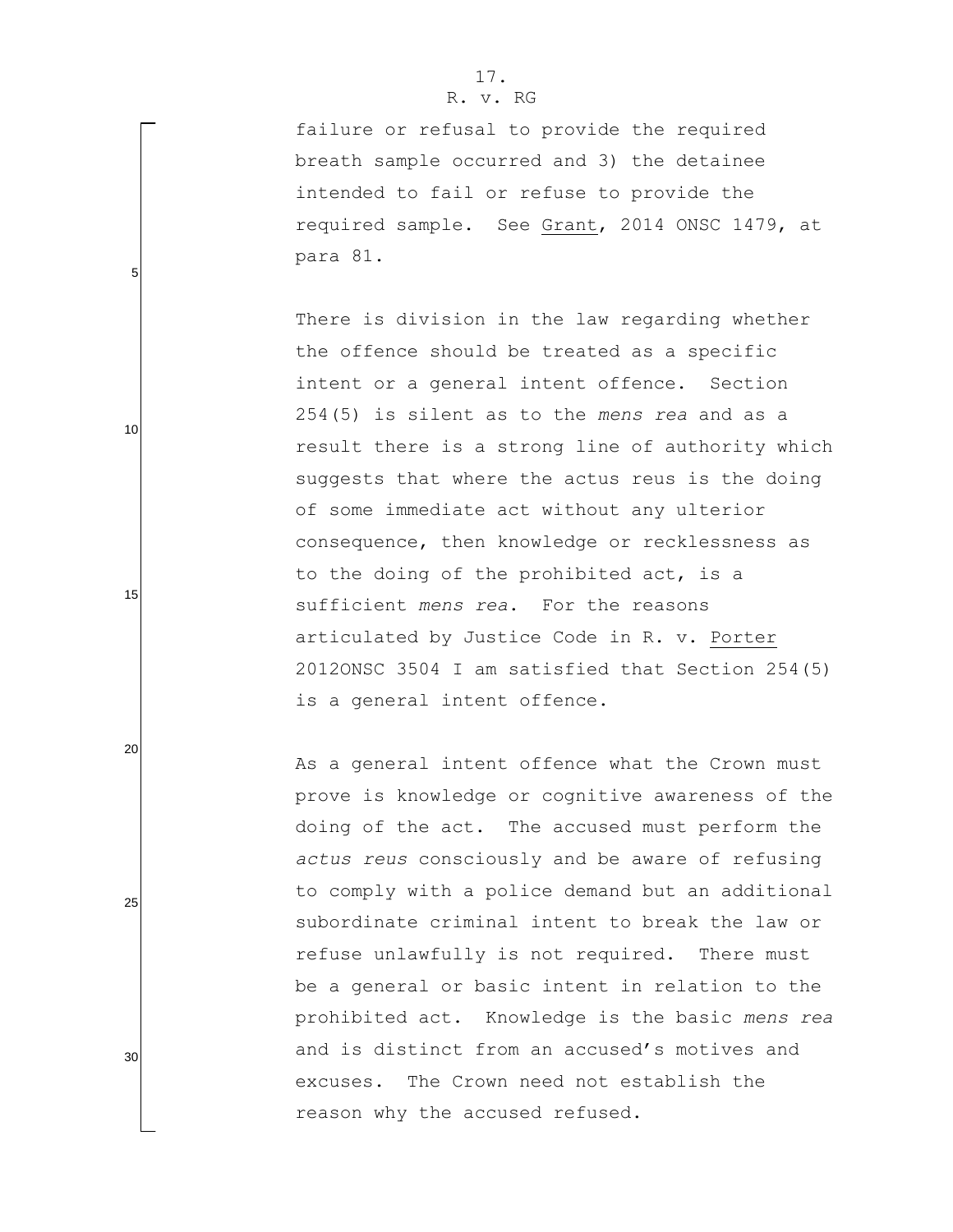failure or refusal to provide the required breath sample occurred and 3) the detainee intended to fail or refuse to provide the required sample. See Grant, 2014 ONSC 1479, at para 81.

There is division in the law regarding whether the offence should be treated as a specific intent or a general intent offence. Section 254(5) is silent as to the *mens rea* and as a result there is a strong line of authority which suggests that where the actus reus is the doing of some immediate act without any ulterior consequence, then knowledge or recklessness as to the doing of the prohibited act, is a sufficient *mens rea*. For the reasons articulated by Justice Code in R. v. Porter 2012ONSC 3504 I am satisfied that Section 254(5) is a general intent offence.

As a general intent offence what the Crown must prove is knowledge or cognitive awareness of the doing of the act. The accused must perform the *actus reus* consciously and be aware of refusing to comply with a police demand but an additional subordinate criminal intent to break the law or refuse unlawfully is not required. There must be a general or basic intent in relation to the prohibited act. Knowledge is the basic *mens rea* and is distinct from an accused's motives and excuses. The Crown need not establish the reason why the accused refused.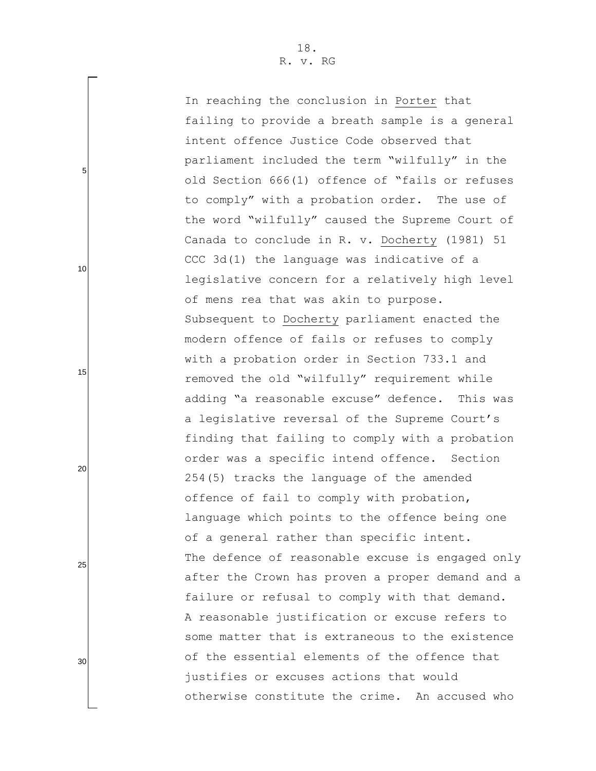In reaching the conclusion in Porter that failing to provide a breath sample is a general intent offence Justice Code observed that parliament included the term "wilfully" in the old Section 666(1) offence of "fails or refuses to comply" with a probation order. The use of the word "wilfully" caused the Supreme Court of Canada to conclude in R. v. Docherty (1981) 51 CCC 3d(1) the language was indicative of a legislative concern for a relatively high level of mens rea that was akin to purpose. Subsequent to Docherty parliament enacted the modern offence of fails or refuses to comply with a probation order in Section 733.1 and removed the old "wilfully" requirement while adding "a reasonable excuse" defence. This was a legislative reversal of the Supreme Court's finding that failing to comply with a probation order was a specific intend offence. Section 254(5) tracks the language of the amended offence of fail to comply with probation, language which points to the offence being one of a general rather than specific intent. The defence of reasonable excuse is engaged only after the Crown has proven a proper demand and a failure or refusal to comply with that demand. A reasonable justification or excuse refers to some matter that is extraneous to the existence of the essential elements of the offence that justifies or excuses actions that would otherwise constitute the crime. An accused who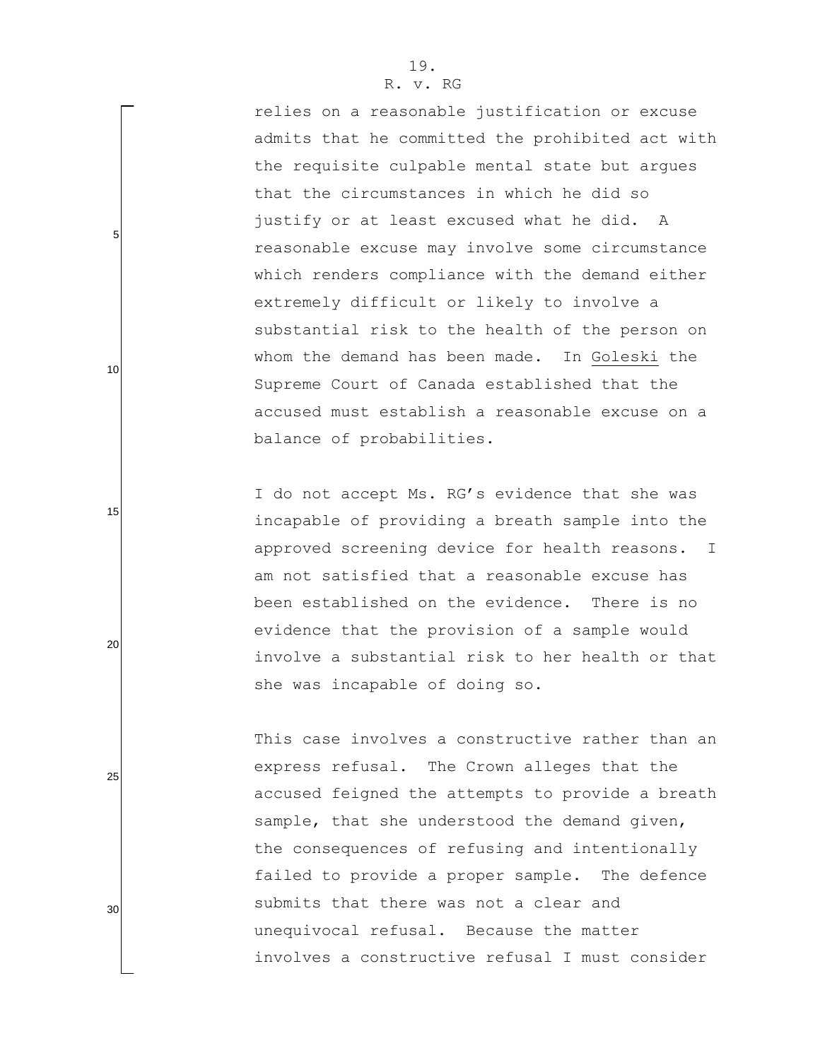relies on a reasonable justification or excuse admits that he committed the prohibited act with the requisite culpable mental state but argues that the circumstances in which he did so justify or at least excused what he did. A reasonable excuse may involve some circumstance which renders compliance with the demand either extremely difficult or likely to involve a substantial risk to the health of the person on whom the demand has been made. In Goleski the Supreme Court of Canada established that the accused must establish a reasonable excuse on a balance of probabilities.

I do not accept Ms. RG's evidence that she was incapable of providing a breath sample into the approved screening device for health reasons. I am not satisfied that a reasonable excuse has been established on the evidence. There is no evidence that the provision of a sample would involve a substantial risk to her health or that she was incapable of doing so.

This case involves a constructive rather than an express refusal. The Crown alleges that the accused feigned the attempts to provide a breath sample, that she understood the demand given, the consequences of refusing and intentionally failed to provide a proper sample. The defence submits that there was not a clear and unequivocal refusal. Because the matter involves a constructive refusal I must consider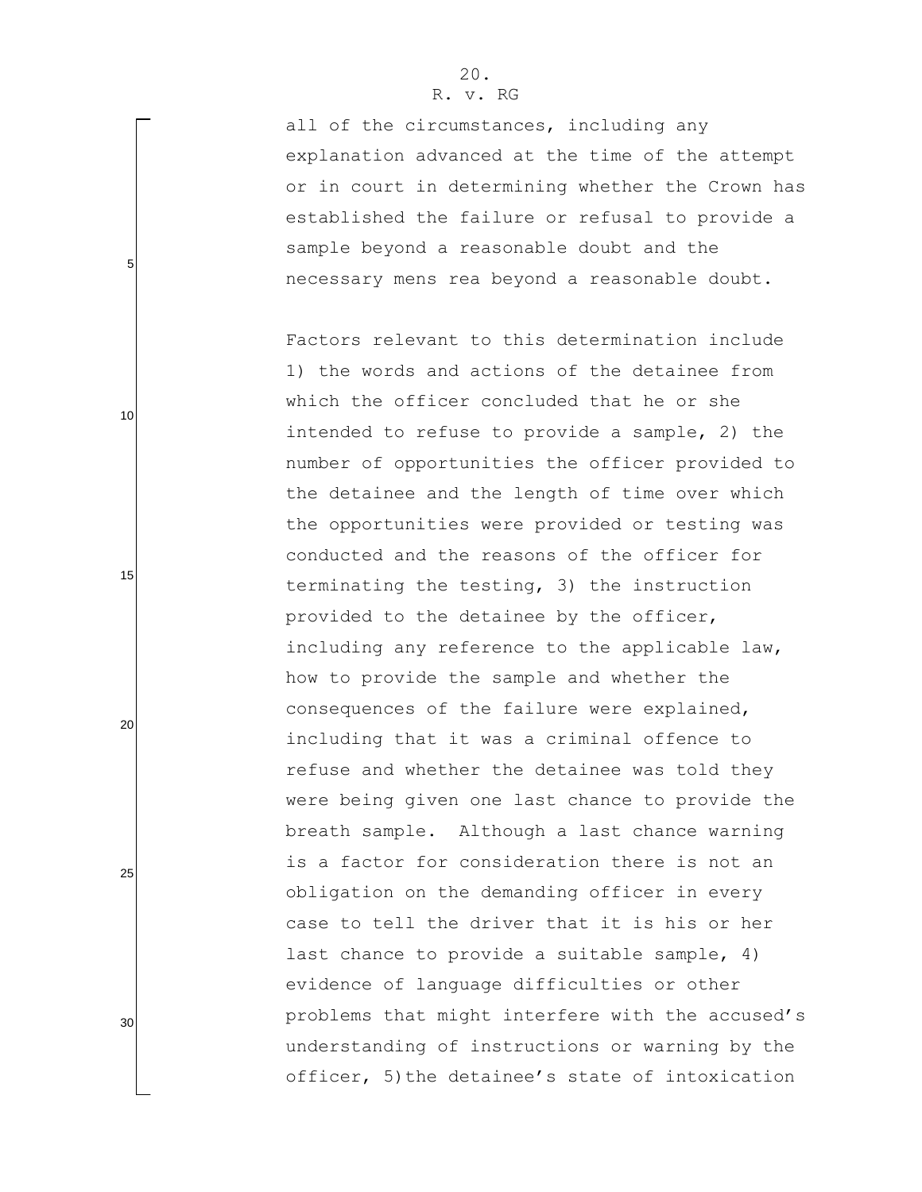all of the circumstances, including any explanation advanced at the time of the attempt or in court in determining whether the Crown has established the failure or refusal to provide a sample beyond a reasonable doubt and the necessary mens rea beyond a reasonable doubt.

Factors relevant to this determination include 1) the words and actions of the detainee from which the officer concluded that he or she intended to refuse to provide a sample, 2) the number of opportunities the officer provided to the detainee and the length of time over which the opportunities were provided or testing was conducted and the reasons of the officer for terminating the testing, 3) the instruction provided to the detainee by the officer, including any reference to the applicable law, how to provide the sample and whether the consequences of the failure were explained, including that it was a criminal offence to refuse and whether the detainee was told they were being given one last chance to provide the breath sample. Although a last chance warning is a factor for consideration there is not an obligation on the demanding officer in every case to tell the driver that it is his or her last chance to provide a suitable sample, 4) evidence of language difficulties or other problems that might interfere with the accused's understanding of instructions or warning by the officer, 5)the detainee's state of intoxication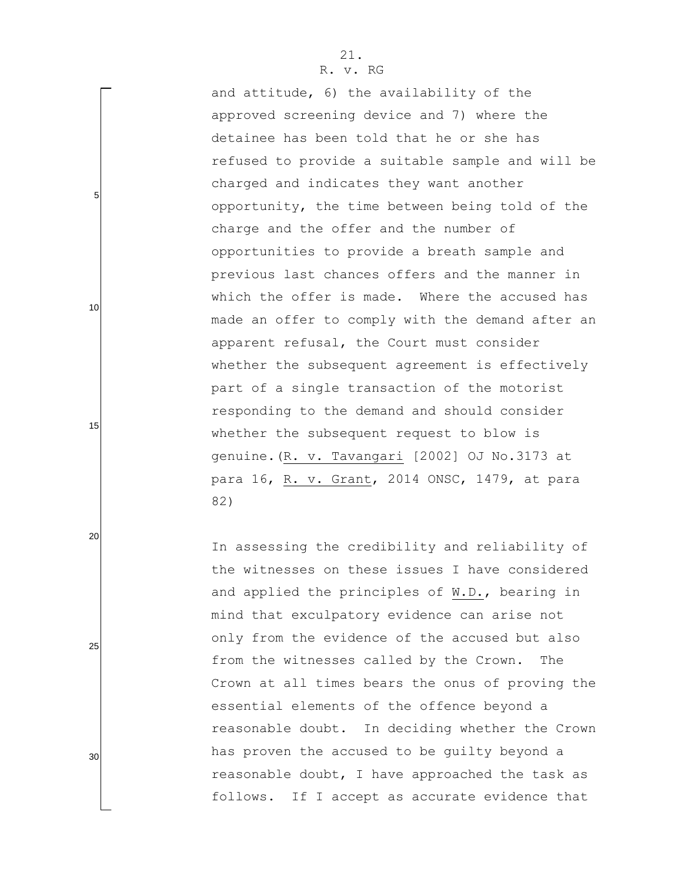and attitude, 6) the availability of the approved screening device and 7) where the detainee has been told that he or she has refused to provide a suitable sample and will be charged and indicates they want another opportunity, the time between being told of the charge and the offer and the number of opportunities to provide a breath sample and previous last chances offers and the manner in which the offer is made. Where the accused has made an offer to comply with the demand after an apparent refusal, the Court must consider whether the subsequent agreement is effectively part of a single transaction of the motorist responding to the demand and should consider whether the subsequent request to blow is genuine.(R. v. Tavangari [2002] OJ No.3173 at para 16, R. v. Grant, 2014 ONSC, 1479, at para 82)

In assessing the credibility and reliability of the witnesses on these issues I have considered and applied the principles of W.D., bearing in mind that exculpatory evidence can arise not only from the evidence of the accused but also from the witnesses called by the Crown. The Crown at all times bears the onus of proving the essential elements of the offence beyond a reasonable doubt. In deciding whether the Crown has proven the accused to be guilty beyond a reasonable doubt, I have approached the task as follows. If I accept as accurate evidence that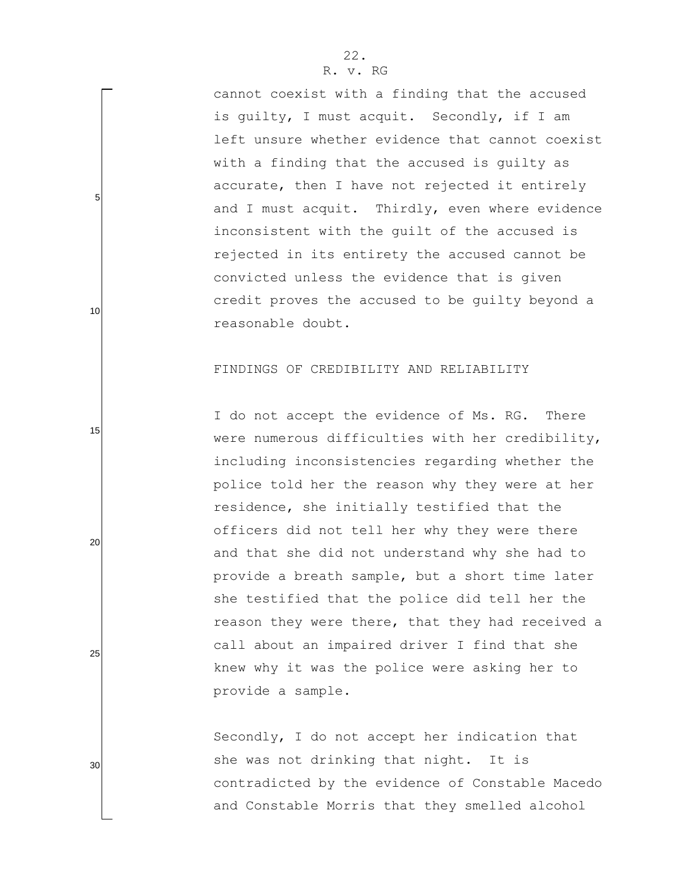cannot coexist with a finding that the accused is guilty, I must acquit. Secondly, if I am left unsure whether evidence that cannot coexist with a finding that the accused is guilty as accurate, then I have not rejected it entirely and I must acquit. Thirdly, even where evidence inconsistent with the guilt of the accused is rejected in its entirety the accused cannot be convicted unless the evidence that is given credit proves the accused to be guilty beyond a reasonable doubt.

## FINDINGS OF CREDIBILITY AND RELIABILITY

I do not accept the evidence of Ms. RG. There were numerous difficulties with her credibility, including inconsistencies regarding whether the police told her the reason why they were at her residence, she initially testified that the officers did not tell her why they were there and that she did not understand why she had to provide a breath sample, but a short time later she testified that the police did tell her the reason they were there, that they had received a call about an impaired driver I find that she knew why it was the police were asking her to provide a sample.

Secondly, I do not accept her indication that she was not drinking that night. It is contradicted by the evidence of Constable Macedo and Constable Morris that they smelled alcohol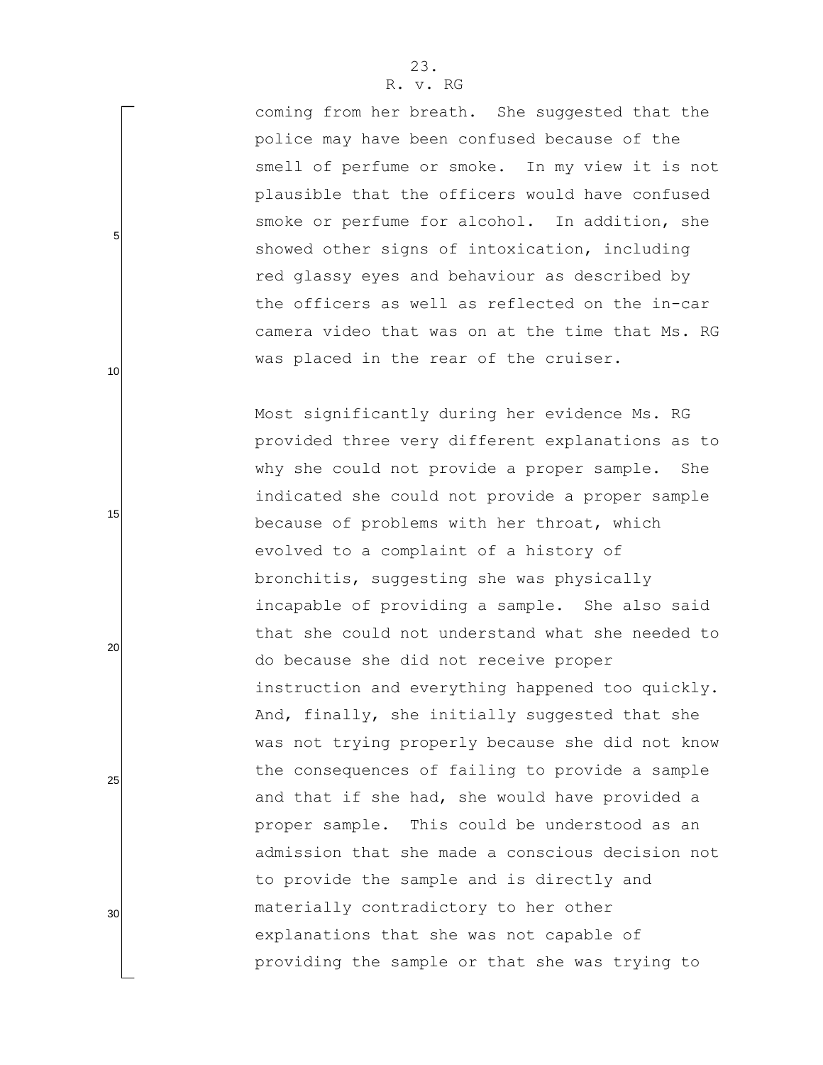coming from her breath. She suggested that the police may have been confused because of the smell of perfume or smoke. In my view it is not plausible that the officers would have confused smoke or perfume for alcohol. In addition, she showed other signs of intoxication, including red glassy eyes and behaviour as described by the officers as well as reflected on the in-car camera video that was on at the time that Ms. RG was placed in the rear of the cruiser.

Most significantly during her evidence Ms. RG provided three very different explanations as to why she could not provide a proper sample. She indicated she could not provide a proper sample because of problems with her throat, which evolved to a complaint of a history of bronchitis, suggesting she was physically incapable of providing a sample. She also said that she could not understand what she needed to do because she did not receive proper instruction and everything happened too quickly. And, finally, she initially suggested that she was not trying properly because she did not know the consequences of failing to provide a sample and that if she had, she would have provided a proper sample. This could be understood as an admission that she made a conscious decision not to provide the sample and is directly and materially contradictory to her other explanations that she was not capable of providing the sample or that she was trying to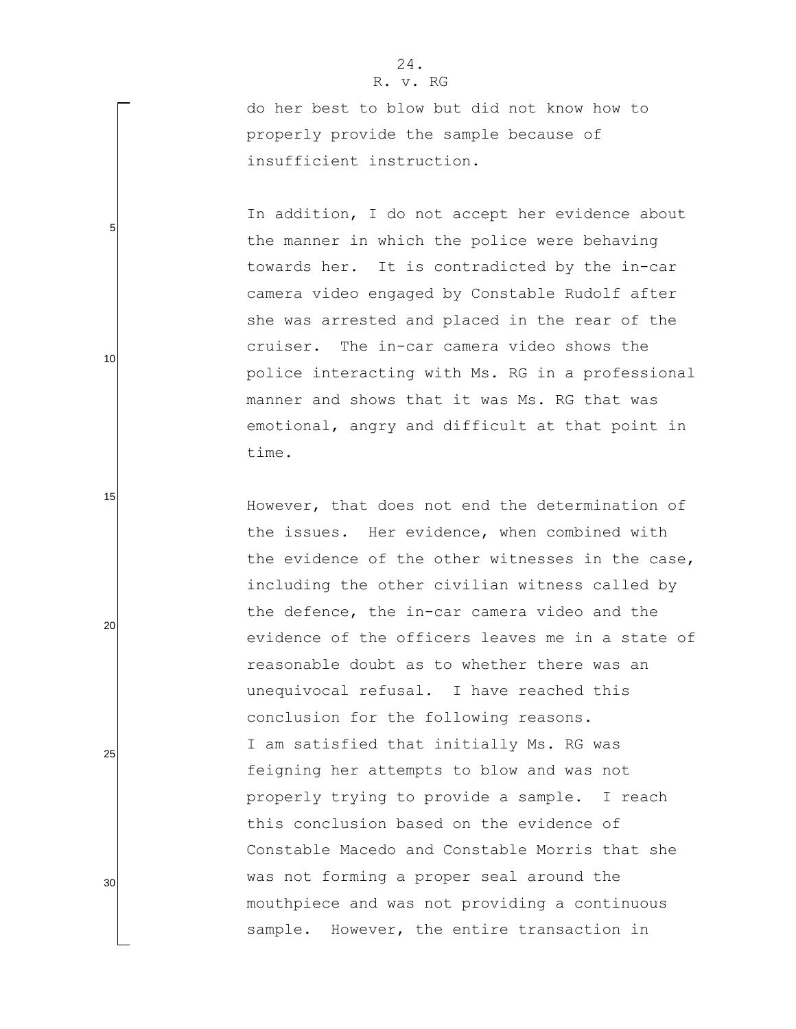do her best to blow but did not know how to properly provide the sample because of insufficient instruction.

In addition, I do not accept her evidence about the manner in which the police were behaving towards her. It is contradicted by the in-car camera video engaged by Constable Rudolf after she was arrested and placed in the rear of the cruiser. The in-car camera video shows the police interacting with Ms. RG in a professional manner and shows that it was Ms. RG that was emotional, angry and difficult at that point in time.

However, that does not end the determination of the issues. Her evidence, when combined with the evidence of the other witnesses in the case, including the other civilian witness called by the defence, the in-car camera video and the evidence of the officers leaves me in a state of reasonable doubt as to whether there was an unequivocal refusal. I have reached this conclusion for the following reasons.

I am satisfied that initially Ms. RG was feigning her attempts to blow and was not properly trying to provide a sample. I reach this conclusion based on the evidence of Constable Macedo and Constable Morris that she was not forming a proper seal around the mouthpiece and was not providing a continuous sample. However, the entire transaction in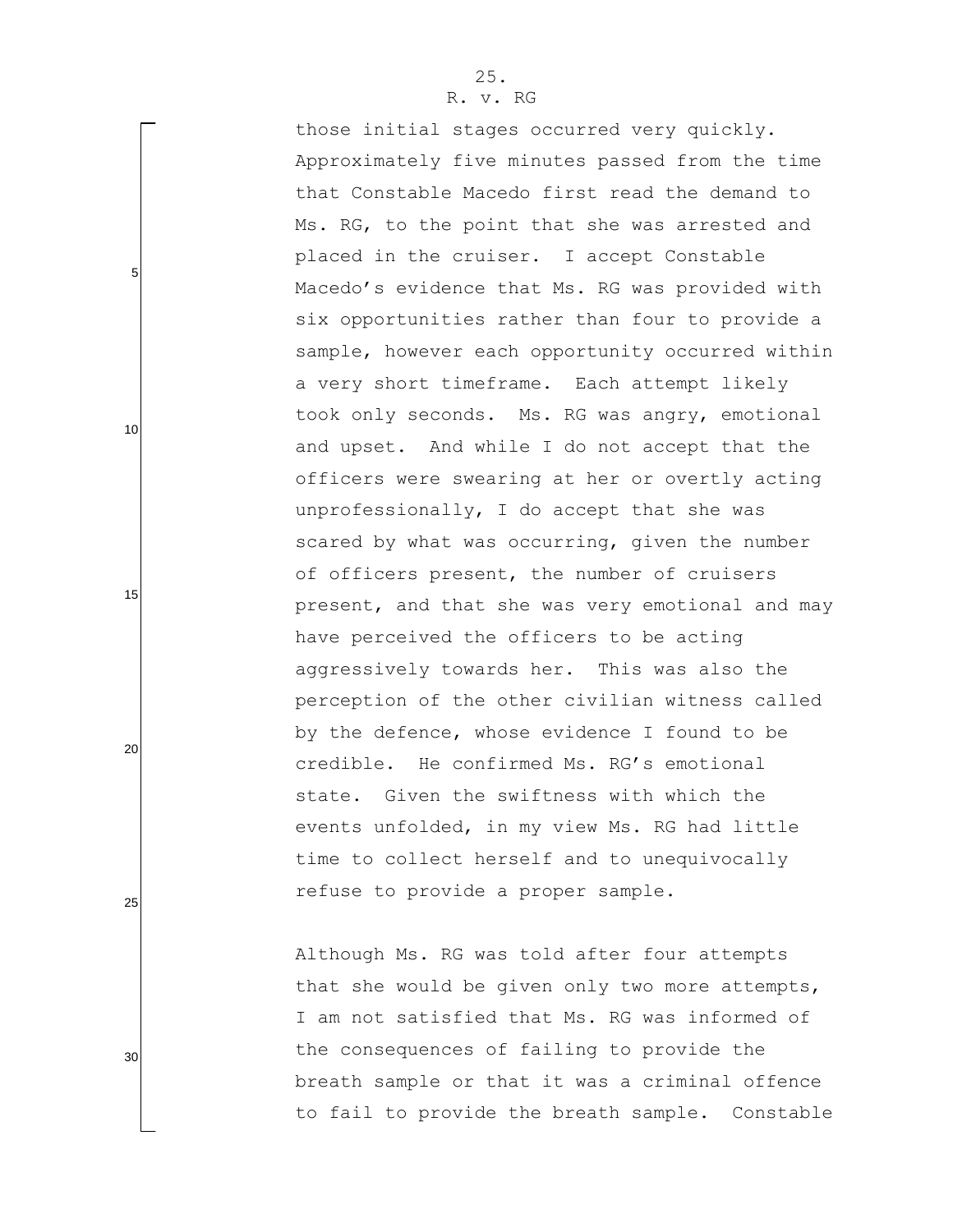those initial stages occurred very quickly. Approximately five minutes passed from the time that Constable Macedo first read the demand to Ms. RG, to the point that she was arrested and placed in the cruiser. I accept Constable Macedo's evidence that Ms. RG was provided with six opportunities rather than four to provide a sample, however each opportunity occurred within a very short timeframe. Each attempt likely took only seconds. Ms. RG was angry, emotional and upset. And while I do not accept that the officers were swearing at her or overtly acting unprofessionally, I do accept that she was scared by what was occurring, given the number of officers present, the number of cruisers present, and that she was very emotional and may have perceived the officers to be acting aggressively towards her. This was also the perception of the other civilian witness called by the defence, whose evidence I found to be credible. He confirmed Ms. RG's emotional state. Given the swiftness with which the events unfolded, in my view Ms. RG had little time to collect herself and to unequivocally refuse to provide a proper sample.

Although Ms. RG was told after four attempts that she would be given only two more attempts, I am not satisfied that Ms. RG was informed of the consequences of failing to provide the breath sample or that it was a criminal offence to fail to provide the breath sample. Constable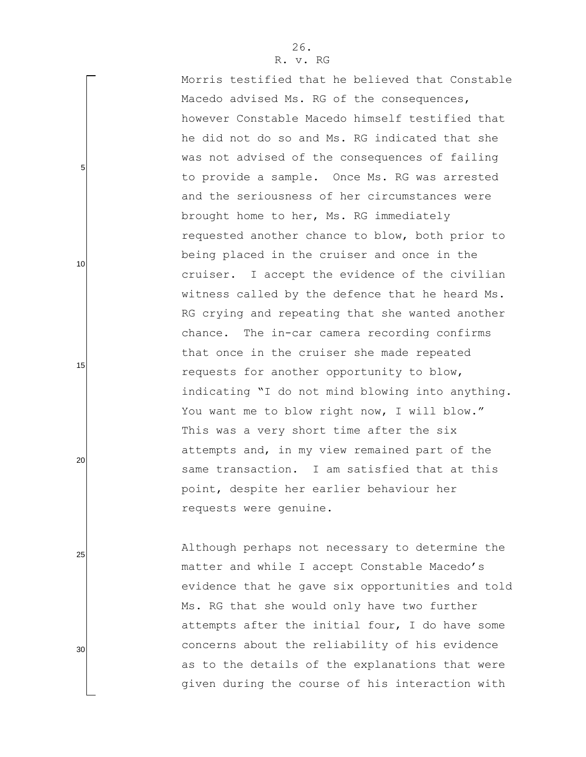Morris testified that he believed that Constable Macedo advised Ms. RG of the consequences, however Constable Macedo himself testified that he did not do so and Ms. RG indicated that she was not advised of the consequences of failing to provide a sample. Once Ms. RG was arrested and the seriousness of her circumstances were brought home to her, Ms. RG immediately requested another chance to blow, both prior to being placed in the cruiser and once in the cruiser. I accept the evidence of the civilian witness called by the defence that he heard Ms. RG crying and repeating that she wanted another chance. The in-car camera recording confirms that once in the cruiser she made repeated requests for another opportunity to blow, indicating "I do not mind blowing into anything. You want me to blow right now, I will blow." This was a very short time after the six attempts and, in my view remained part of the same transaction. I am satisfied that at this point, despite her earlier behaviour her requests were genuine.

Although perhaps not necessary to determine the matter and while I accept Constable Macedo's evidence that he gave six opportunities and told Ms. RG that she would only have two further attempts after the initial four, I do have some concerns about the reliability of his evidence as to the details of the explanations that were given during the course of his interaction with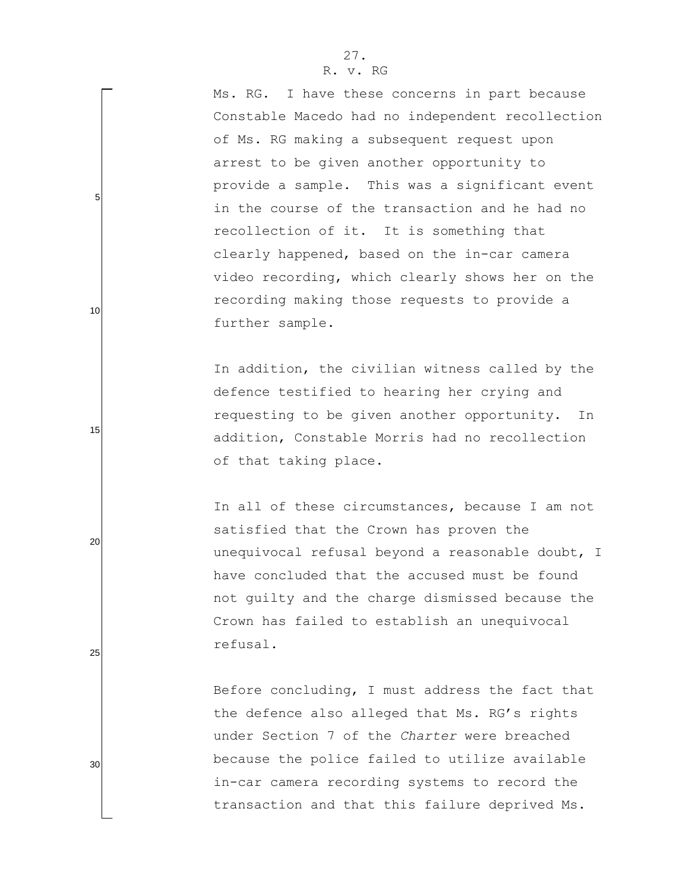Ms. RG. I have these concerns in part because Constable Macedo had no independent recollection of Ms. RG making a subsequent request upon arrest to be given another opportunity to provide a sample. This was a significant event in the course of the transaction and he had no recollection of it. It is something that clearly happened, based on the in-car camera video recording, which clearly shows her on the recording making those requests to provide a further sample.

In addition, the civilian witness called by the defence testified to hearing her crying and requesting to be given another opportunity. In addition, Constable Morris had no recollection of that taking place.

In all of these circumstances, because I am not satisfied that the Crown has proven the unequivocal refusal beyond a reasonable doubt, I have concluded that the accused must be found not guilty and the charge dismissed because the Crown has failed to establish an unequivocal refusal.

Before concluding, I must address the fact that the defence also alleged that Ms. RG's rights under Section 7 of the *Charter* were breached because the police failed to utilize available in-car camera recording systems to record the transaction and that this failure deprived Ms.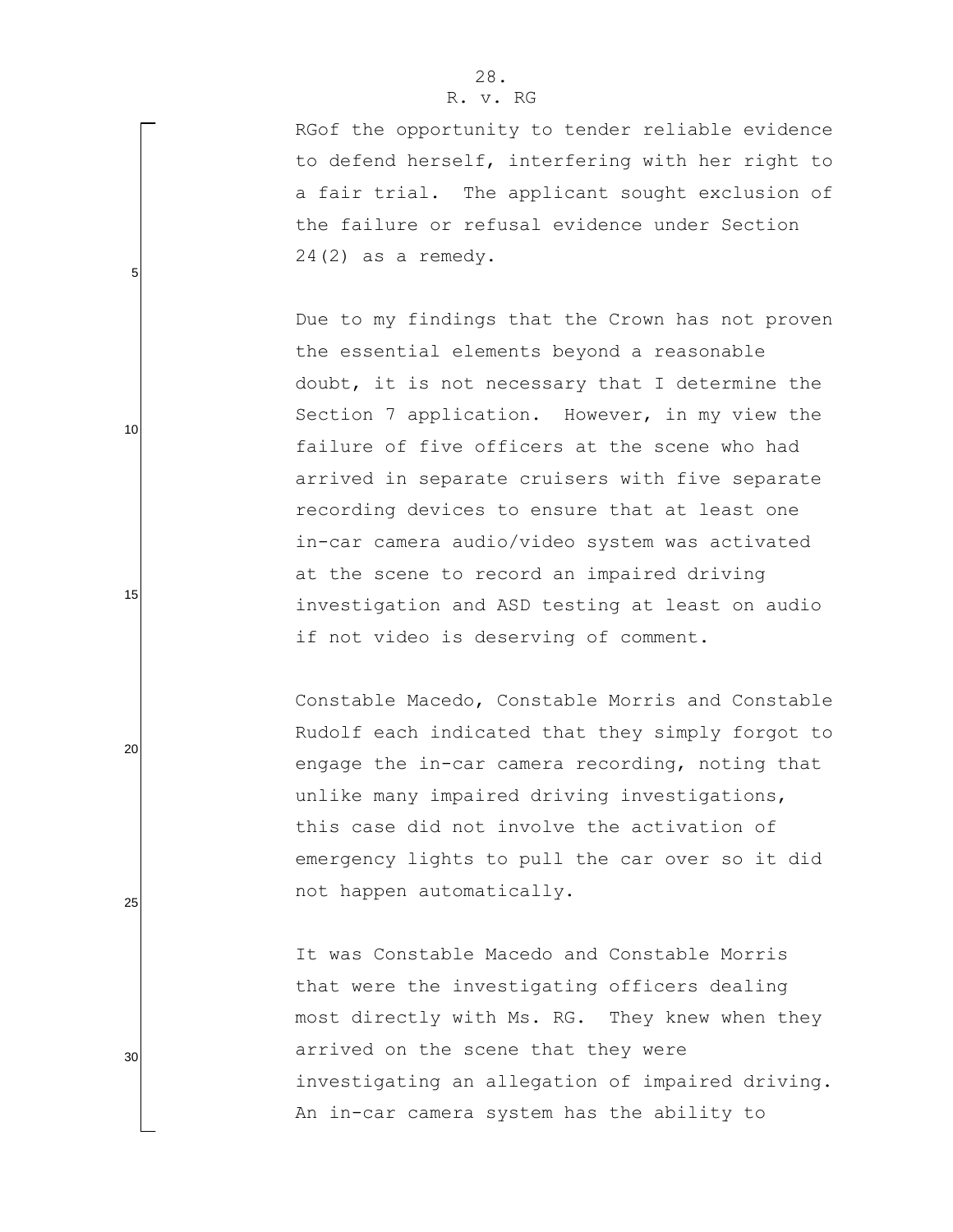RGof the opportunity to tender reliable evidence to defend herself, interfering with her right to a fair trial. The applicant sought exclusion of the failure or refusal evidence under Section 24(2) as a remedy.

Due to my findings that the Crown has not proven the essential elements beyond a reasonable doubt, it is not necessary that I determine the Section 7 application. However, in my view the failure of five officers at the scene who had arrived in separate cruisers with five separate recording devices to ensure that at least one in-car camera audio/video system was activated at the scene to record an impaired driving investigation and ASD testing at least on audio if not video is deserving of comment.

Constable Macedo, Constable Morris and Constable Rudolf each indicated that they simply forgot to engage the in-car camera recording, noting that unlike many impaired driving investigations, this case did not involve the activation of emergency lights to pull the car over so it did not happen automatically.

It was Constable Macedo and Constable Morris that were the investigating officers dealing most directly with Ms. RG. They knew when they arrived on the scene that they were investigating an allegation of impaired driving. An in-car camera system has the ability to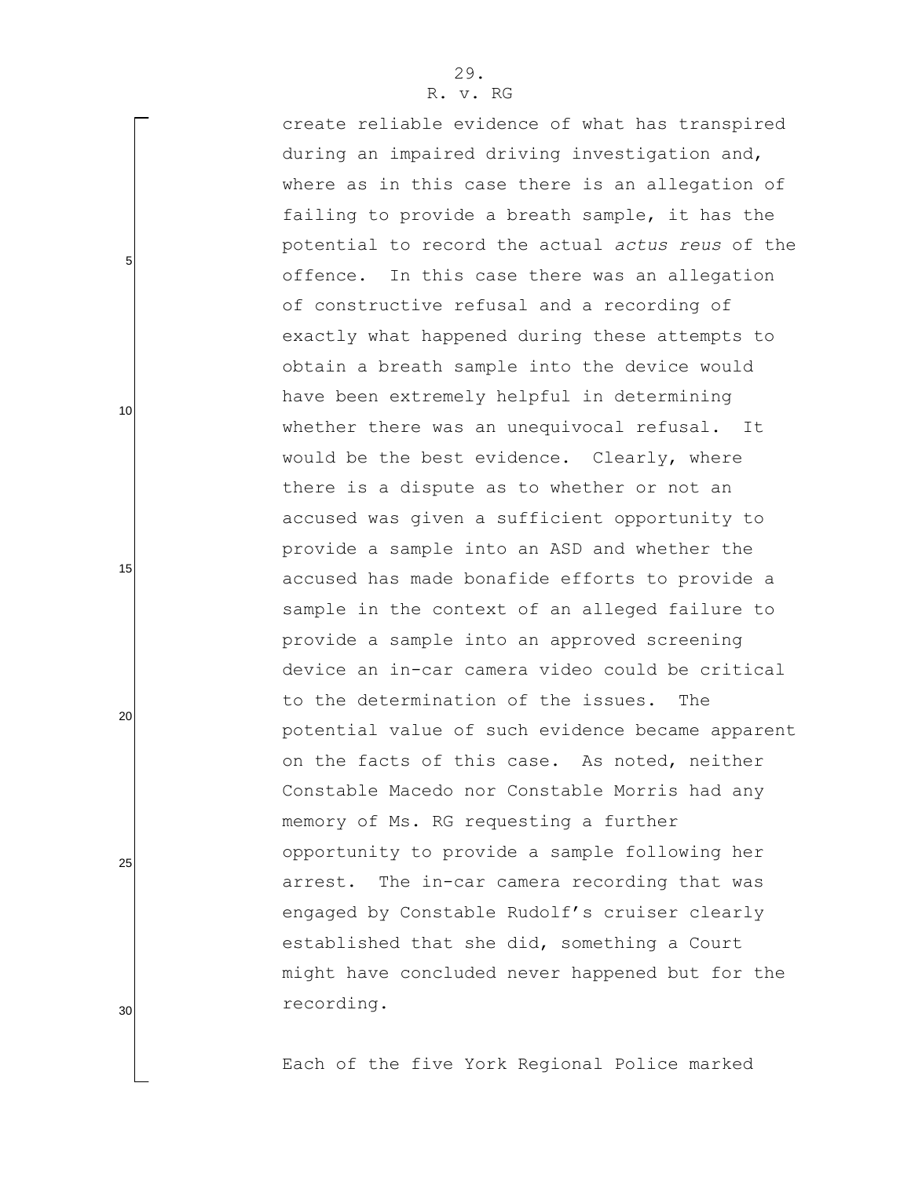create reliable evidence of what has transpired during an impaired driving investigation and, where as in this case there is an allegation of failing to provide a breath sample, it has the potential to record the actual *actus reus* of the offence. In this case there was an allegation of constructive refusal and a recording of exactly what happened during these attempts to obtain a breath sample into the device would have been extremely helpful in determining whether there was an unequivocal refusal. It would be the best evidence. Clearly, where there is a dispute as to whether or not an accused was given a sufficient opportunity to provide a sample into an ASD and whether the accused has made bonafide efforts to provide a sample in the context of an alleged failure to provide a sample into an approved screening device an in-car camera video could be critical to the determination of the issues. The potential value of such evidence became apparent on the facts of this case. As noted, neither Constable Macedo nor Constable Morris had any memory of Ms. RG requesting a further opportunity to provide a sample following her arrest. The in-car camera recording that was engaged by Constable Rudolf's cruiser clearly established that she did, something a Court might have concluded never happened but for the recording.

Each of the five York Regional Police marked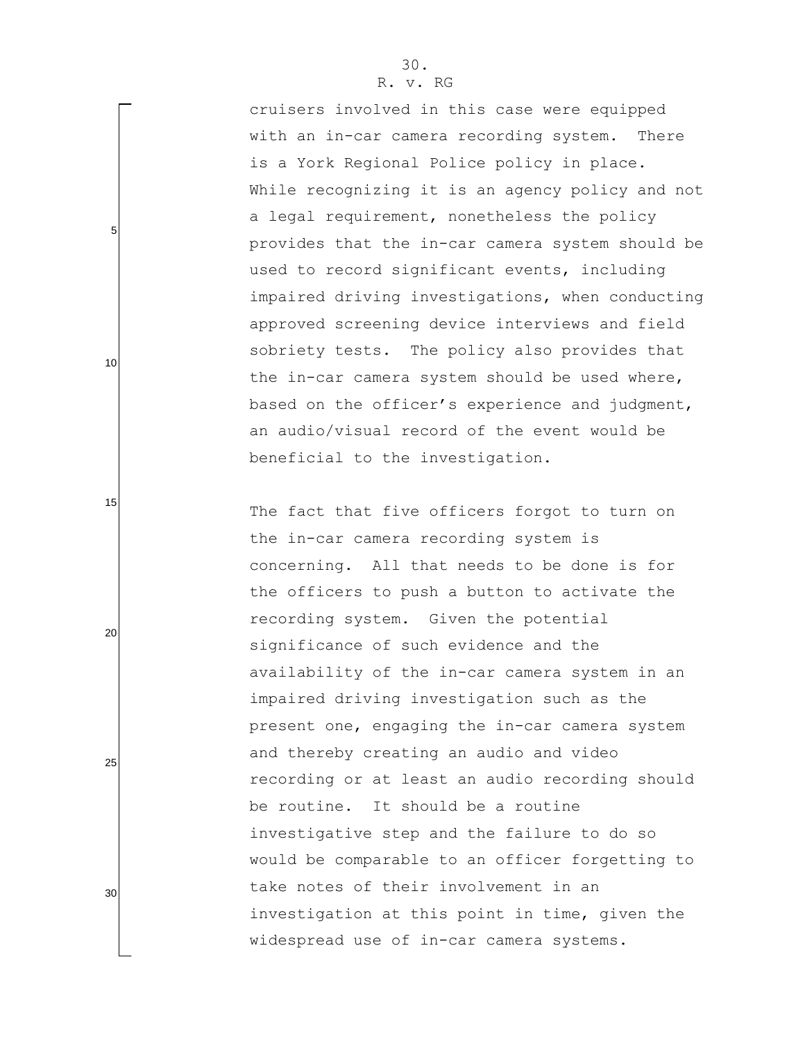cruisers involved in this case were equipped with an in-car camera recording system. There is a York Regional Police policy in place. While recognizing it is an agency policy and not a legal requirement, nonetheless the policy provides that the in-car camera system should be used to record significant events, including impaired driving investigations, when conducting approved screening device interviews and field sobriety tests. The policy also provides that the in-car camera system should be used where, based on the officer's experience and judgment, an audio/visual record of the event would be beneficial to the investigation.

The fact that five officers forgot to turn on the in-car camera recording system is concerning. All that needs to be done is for the officers to push a button to activate the recording system. Given the potential significance of such evidence and the availability of the in-car camera system in an impaired driving investigation such as the present one, engaging the in-car camera system and thereby creating an audio and video recording or at least an audio recording should be routine. It should be a routine investigative step and the failure to do so would be comparable to an officer forgetting to take notes of their involvement in an investigation at this point in time, given the widespread use of in-car camera systems.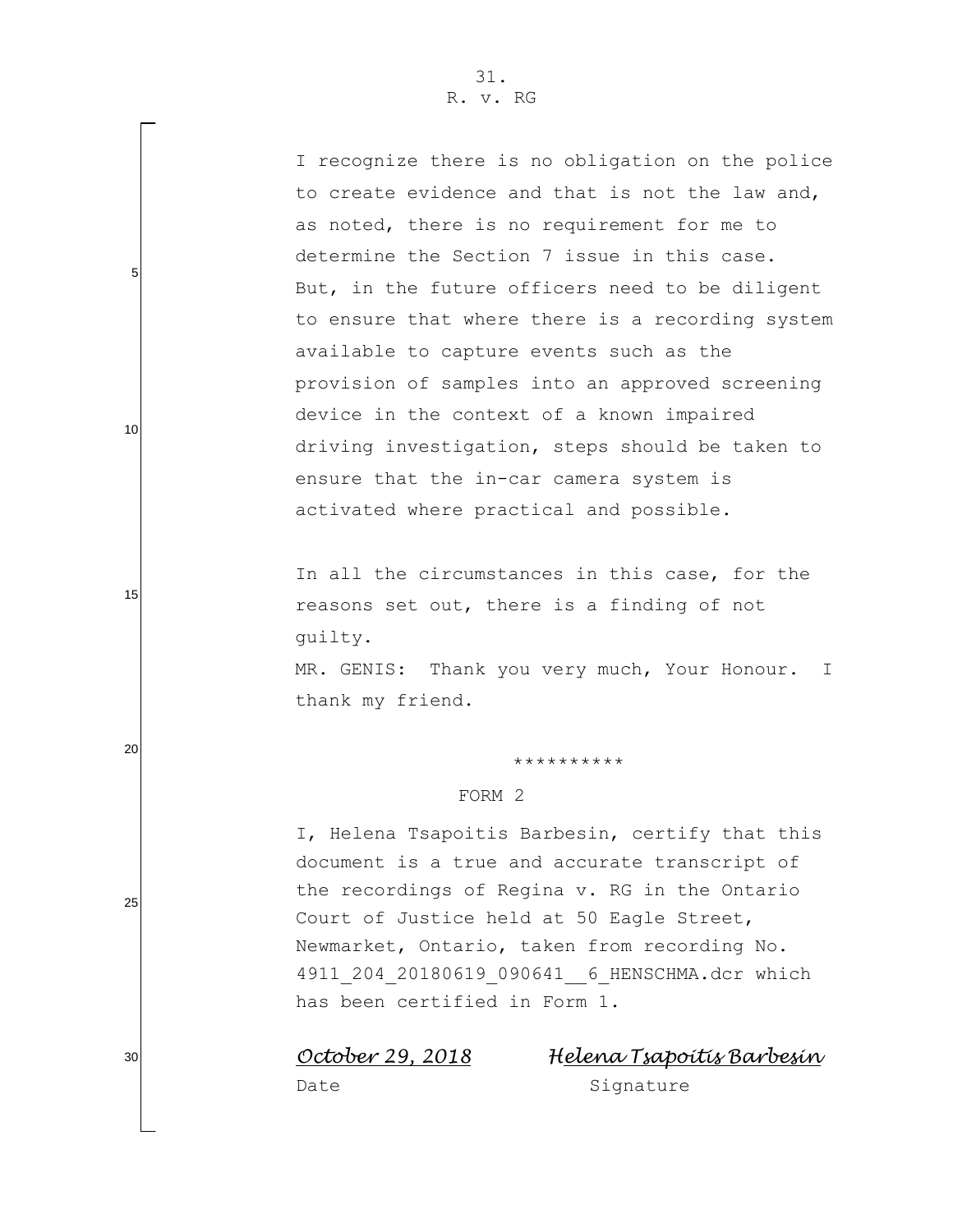I recognize there is no obligation on the police to create evidence and that is not the law and, as noted, there is no requirement for me to determine the Section 7 issue in this case. But, in the future officers need to be diligent to ensure that where there is a recording system available to capture events such as the provision of samples into an approved screening device in the context of a known impaired driving investigation, steps should be taken to ensure that the in-car camera system is activated where practical and possible.

In all the circumstances in this case, for the reasons set out, there is a finding of not guilty.

MR. GENIS: Thank you very much, Your Honour. I thank my friend.

**********

FORM 2

I, Helena Tsapoitis Barbesin, certify that this document is a true and accurate transcript of the recordings of Regina v. RG in the Ontario Court of Justice held at 50 Eagle Street, Newmarket, Ontario, taken from recording No. 4911_204_20180619_090641__6_HENSCHMA.dcr which has been certified in Form 1.

*October 29, 2018* — *Helena Tsapoitis Barbesin*

Date — Signature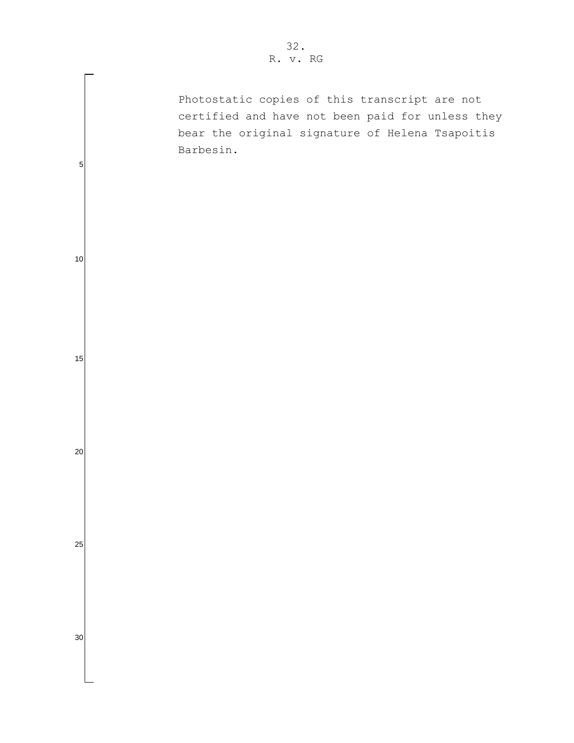Photostatic copies of this transcript are not certified and have not been paid for unless they bear the original signature of Helena Tsapoitis Barbesin.